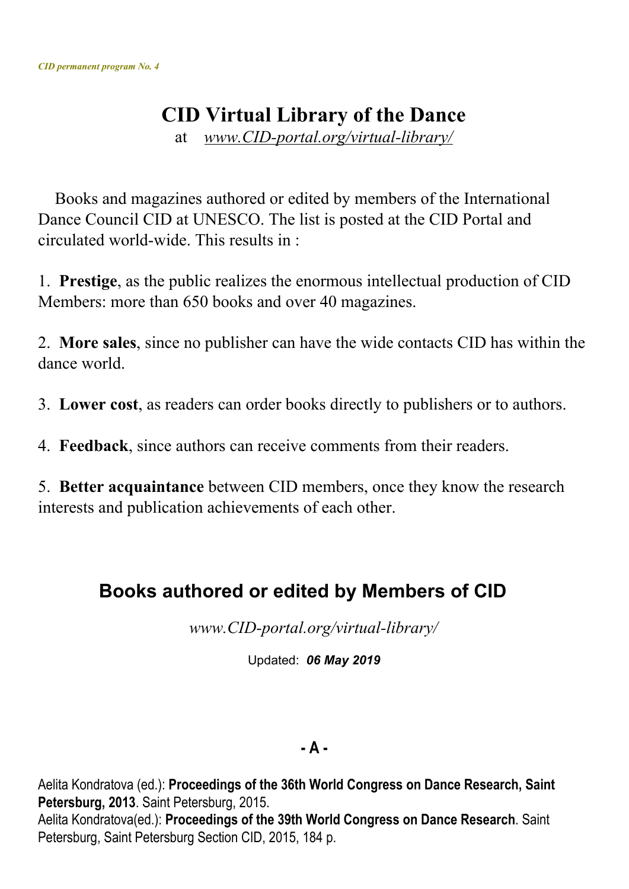*CID permanent program No. 4*

# CID Virtual Library of the Dance

at *www.CID-portal.org/virtual-library/*

Books and magazines authored or edited by members of the International Dance Council CID at UNESCO. The list is posted at the CID Portal and circulated world-wide. This results in :

1. **Prestige**, as the public realizes the enormous intellectual production of CID Members: more than 650 books and over 40 magazines.

2. **More sales**, since no publisher can have the wide contacts CID has within the dance world.

3. **Lower cost**, as readers can order books directly to publishers or to authors.

4. **Feedback**, since authors can receive comments from their readers.

5. **Better acquaintance** between CID members, once they know the research interests and publication achievements of each other.

## Books authored or edited by Members of CID

*www.CID-portal.org/virtual-library/*

Updated: ***06 May 2019***

### - A -

Aelita Kondratova (ed.): **Proceedings of the 36th World Congress on Dance Research, Saint Petersburg, 2013**. Saint Petersburg, 2015.
Aelita Kondratova(ed.): **Proceedings of the 39th World Congress on Dance Research**. Saint Petersburg, Saint Petersburg Section CID, 2015, 184 p.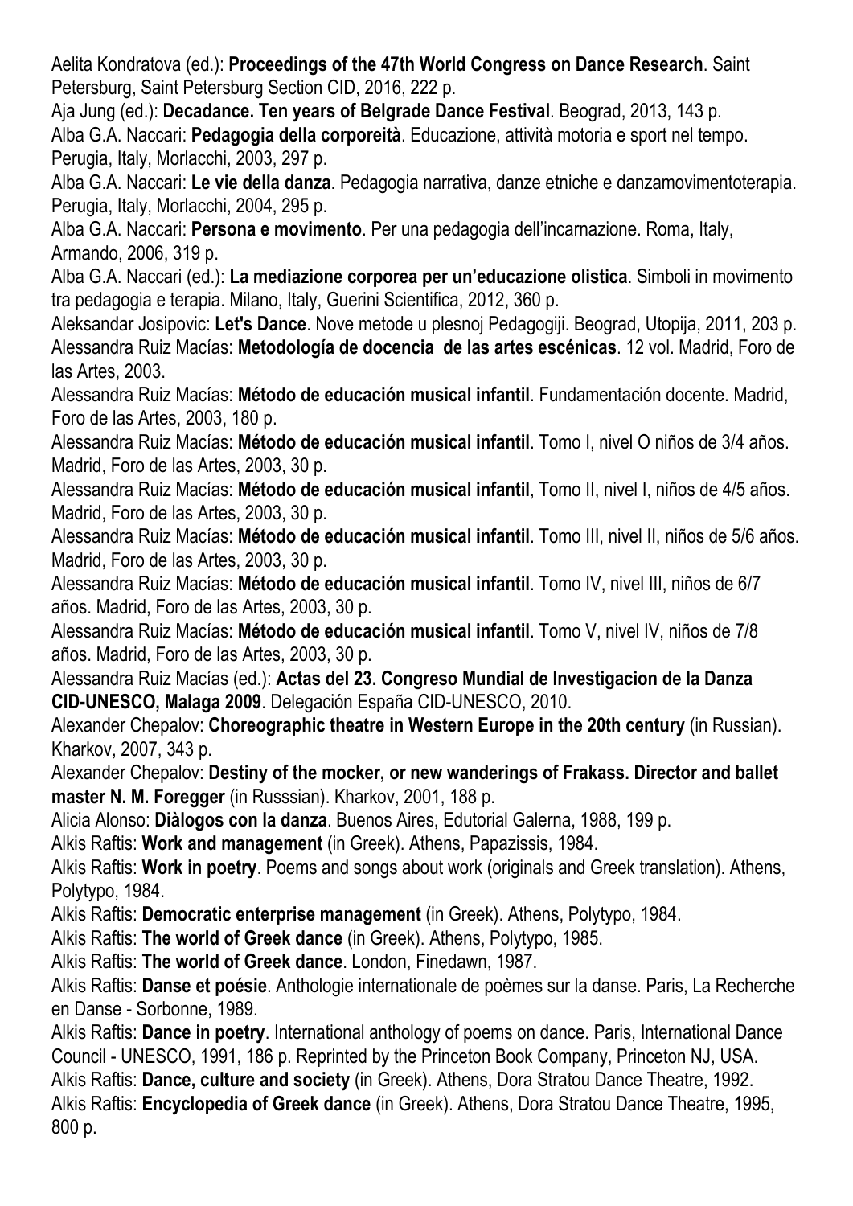Aelita Kondratova (ed.): **Proceedings of the 47th World Congress on Dance Research**. Saint Petersburg, Saint Petersburg Section CID, 2016, 222 p.

Aja Jung (ed.): **Decadance. Ten years of Belgrade Dance Festival**. Beograd, 2013, 143 p.

Alba G.A. Naccari: **Pedagogia della corporeità**. Educazione, attività motoria e sport nel tempo. Perugia, Italy, Morlacchi, 2003, 297 p.

Alba G.A. Naccari: **Le vie della danza**. Pedagogia narrativa, danze etniche e danzamovimentoterapia. Perugia, Italy, Morlacchi, 2004, 295 p.

Alba G.A. Naccari: **Persona e movimento**. Per una pedagogia dell'incarnazione. Roma, Italy, Armando, 2006, 319 p.

Alba G.A. Naccari (ed.): **La mediazione corporea per un'educazione olistica**. Simboli in movimento tra pedagogia e terapia. Milano, Italy, Guerini Scientifica, 2012, 360 p.

Aleksandar Josipovic: **Let's Dance**. Nove metode u plesnoj Pedagogiji. Beograd, Utopija, 2011, 203 p.

Alessandra Ruiz Macías: **Metodología de docencia de las artes escénicas**. 12 vol. Madrid, Foro de las Artes, 2003.

Alessandra Ruiz Macías: **Método de educación musical infantil**. Fundamentación docente. Madrid, Foro de las Artes, 2003, 180 p.

Alessandra Ruiz Macías: **Método de educación musical infantil**. Tomo I, nivel O niños de 3/4 años. Madrid, Foro de las Artes, 2003, 30 p.

Alessandra Ruiz Macías: **Método de educación musical infantil**, Tomo II, nivel I, niños de 4/5 años. Madrid, Foro de las Artes, 2003, 30 p.

Alessandra Ruiz Macías: **Método de educación musical infantil**. Tomo III, nivel II, niños de 5/6 años. Madrid, Foro de las Artes, 2003, 30 p.

Alessandra Ruiz Macías: **Método de educación musical infantil**. Tomo IV, nivel III, niños de 6/7 años. Madrid, Foro de las Artes, 2003, 30 p.

Alessandra Ruiz Macías: **Método de educación musical infantil**. Tomo V, nivel IV, niños de 7/8 años. Madrid, Foro de las Artes, 2003, 30 p.

Alessandra Ruiz Macías (ed.): **Actas del 23. Congreso Mundial de Investigacion de la Danza CID-UNESCO, Malaga 2009**. Delegación España CID-UNESCO, 2010.

Alexander Chepalov: **Choreographic theatre in Western Europe in the 20th century** (in Russian). Kharkov, 2007, 343 p.

Alexander Chepalov: **Destiny of the mocker, or new wanderings of Frakass. Director and ballet master N. M. Foregger** (in Russsian). Kharkov, 2001, 188 p.

Alicia Alonso: **Diàlogos con la danza**. Buenos Aires, Edutorial Galerna, 1988, 199 p.

Alkis Raftis: **Work and management** (in Greek). Athens, Papazissis, 1984.

Alkis Raftis: **Work in poetry**. Poems and songs about work (originals and Greek translation). Athens, Polytypo, 1984.

Alkis Raftis: **Democratic enterprise management** (in Greek). Athens, Polytypo, 1984.

Alkis Raftis: **The world of Greek dance** (in Greek). Athens, Polytypo, 1985.

Alkis Raftis: **The world of Greek dance**. London, Finedawn, 1987.

Alkis Raftis: **Danse et poésie**. Anthologie internationale de poèmes sur la danse. Paris, La Recherche en Danse - Sorbonne, 1989.

Alkis Raftis: **Dance in poetry**. International anthology of poems on dance. Paris, International Dance Council - UNESCO, 1991, 186 p. Reprinted by the Princeton Book Company, Princeton NJ, USA.

Alkis Raftis: **Dance, culture and society** (in Greek). Athens, Dora Stratou Dance Theatre, 1992.

Alkis Raftis: **Encyclopedia of Greek dance** (in Greek). Athens, Dora Stratou Dance Theatre, 1995, 800 p.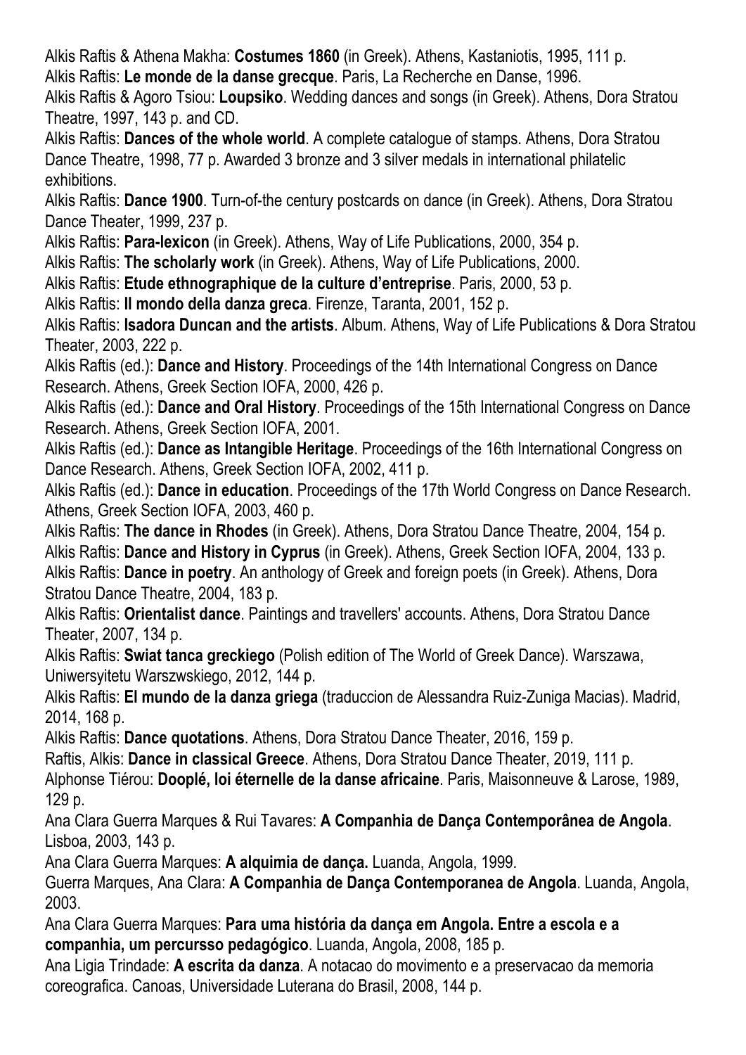Alkis Raftis & Athena Makha: **Costumes 1860** (in Greek). Athens, Kastaniotis, 1995, 111 p.

Alkis Raftis: **Le monde de la danse grecque**. Paris, La Recherche en Danse, 1996.

Alkis Raftis & Agoro Tsiou: **Loupsiko**. Wedding dances and songs (in Greek). Athens, Dora Stratou Theatre, 1997, 143 p. and CD.

Alkis Raftis: **Dances of the whole world**. A complete catalogue of stamps. Athens, Dora Stratou Dance Theatre, 1998, 77 p. Awarded 3 bronze and 3 silver medals in international philatelic exhibitions.

Alkis Raftis: **Dance 1900**. Turn-of-the century postcards on dance (in Greek). Athens, Dora Stratou Dance Theater, 1999, 237 p.

Alkis Raftis: **Para-lexicon** (in Greek). Athens, Way of Life Publications, 2000, 354 p.

Alkis Raftis: **The scholarly work** (in Greek). Athens, Way of Life Publications, 2000.

Alkis Raftis: **Etude ethnographique de la culture d'entreprise**. Paris, 2000, 53 p.

Alkis Raftis: **Il mondo della danza greca**. Firenze, Taranta, 2001, 152 p.

Alkis Raftis: **Isadora Duncan and the artists**. Album. Athens, Way of Life Publications & Dora Stratou Theater, 2003, 222 p.

Alkis Raftis (ed.): **Dance and History**. Proceedings of the 14th International Congress on Dance Research. Athens, Greek Section IOFA, 2000, 426 p.

Alkis Raftis (ed.): **Dance and Oral History**. Proceedings of the 15th International Congress on Dance Research. Athens, Greek Section IOFA, 2001.

Alkis Raftis (ed.): **Dance as Intangible Heritage**. Proceedings of the 16th International Congress on Dance Research. Athens, Greek Section IOFA, 2002, 411 p.

Alkis Raftis (ed.): **Dance in education**. Proceedings of the 17th World Congress on Dance Research. Athens, Greek Section IOFA, 2003, 460 p.

Alkis Raftis: **The dance in Rhodes** (in Greek). Athens, Dora Stratou Dance Theatre, 2004, 154 p.

Alkis Raftis: **Dance and History in Cyprus** (in Greek). Athens, Greek Section IOFA, 2004, 133 p.

Alkis Raftis: **Dance in poetry**. An anthology of Greek and foreign poets (in Greek). Athens, Dora Stratou Dance Theatre, 2004, 183 p.

Alkis Raftis: **Orientalist dance**. Paintings and travellers' accounts. Athens, Dora Stratou Dance Theater, 2007, 134 p.

Alkis Raftis: **Swiat tanca greckiego** (Polish edition of The World of Greek Dance). Warszawa, Uniwersyitetu Warszwskiego, 2012, 144 p.

Alkis Raftis: **El mundo de la danza griega** (traduccion de Alessandra Ruiz-Zuniga Macias). Madrid, 2014, 168 p.

Alkis Raftis: **Dance quotations**. Athens, Dora Stratou Dance Theater, 2016, 159 p.

Raftis, Alkis: **Dance in classical Greece**. Athens, Dora Stratou Dance Theater, 2019, 111 p.

Alphonse Tiérou: **Dooplé, loi éternelle de la danse africaine**. Paris, Maisonneuve & Larose, 1989, 129 p.

Ana Clara Guerra Marques & Rui Tavares: **A Companhia de Dança Contemporânea de Angola**. Lisboa, 2003, 143 p.

Ana Clara Guerra Marques: **A alquimia de dança.** Luanda, Angola, 1999.

Guerra Marques, Ana Clara: **A Companhia de Dança Contemporanea de Angola**. Luanda, Angola, 2003.

Ana Clara Guerra Marques: **Para uma história da dança em Angola. Entre a escola e a companhia, um percursso pedagógico**. Luanda, Angola, 2008, 185 p.

Ana Ligia Trindade: **A escrita da danza**. A notacao do movimento e a preservacao da memoria coreografica. Canoas, Universidade Luterana do Brasil, 2008, 144 p.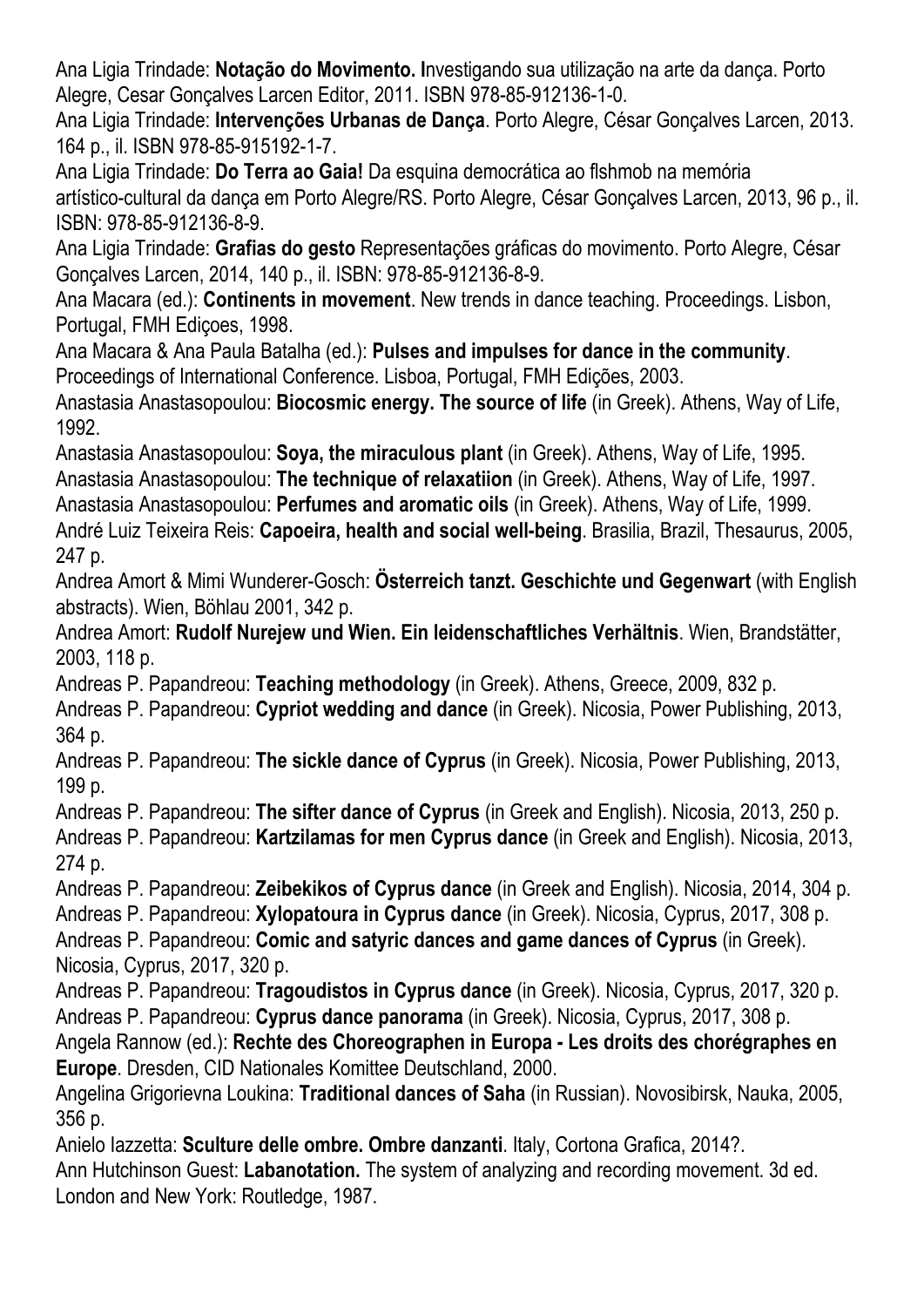Ana Ligia Trindade: **Notação do Movimento. I**nvestigando sua utilização na arte da dança. Porto Alegre, Cesar Gonçalves Larcen Editor, 2011. ISBN 978-85-912136-1-0.

Ana Ligia Trindade: **Intervenções Urbanas de Dança**. Porto Alegre, César Gonçalves Larcen, 2013. 164 p., il. ISBN 978-85-915192-1-7.

Ana Ligia Trindade: **Do Terra ao Gaia!** Da esquina democrática ao flshmob na memória artístico-cultural da dança em Porto Alegre/RS. Porto Alegre, César Gonçalves Larcen, 2013, 96 p., il. ISBN: 978-85-912136-8-9.

Ana Ligia Trindade: **Grafias do gesto** Representações gráficas do movimento. Porto Alegre, César Gonçalves Larcen, 2014, 140 p., il. ISBN: 978-85-912136-8-9.

Ana Macara (ed.): **Continents in movement**. New trends in dance teaching. Proceedings. Lisbon, Portugal, FMH Ediçoes, 1998.

Ana Macara & Ana Paula Batalha (ed.): **Pulses and impulses for dance in the community**. Proceedings of International Conference. Lisboa, Portugal, FMH Edições, 2003.

Anastasia Anastasopoulou: **Biocosmic energy. The source of life** (in Greek). Athens, Way of Life, 1992.

Anastasia Anastasopoulou: **Soya, the miraculous plant** (in Greek). Athens, Way of Life, 1995.

Anastasia Anastasopoulou: **The technique of relaxatiion** (in Greek). Athens, Way of Life, 1997.

Anastasia Anastasopoulou: **Perfumes and aromatic oils** (in Greek). Athens, Way of Life, 1999.

André Luiz Teixeira Reis: **Capoeira, health and social well-being**. Brasilia, Brazil, Thesaurus, 2005, 247 p.

Andrea Amort & Mimi Wunderer-Gosch: **Österreich tanzt. Geschichte und Gegenwart** (with English abstracts). Wien, Böhlau 2001, 342 p.

Andrea Amort: **Rudolf Nurejew und Wien. Ein leidenschaftliches Verhältnis**. Wien, Brandstätter, 2003, 118 p.

Andreas P. Papandreou: **Teaching methodology** (in Greek). Athens, Greece, 2009, 832 p.

Andreas P. Papandreou: **Cypriot wedding and dance** (in Greek). Nicosia, Power Publishing, 2013, 364 p.

Andreas P. Papandreou: **The sickle dance of Cyprus** (in Greek). Nicosia, Power Publishing, 2013, 199 p.

Andreas P. Papandreou: **The sifter dance of Cyprus** (in Greek and English). Nicosia, 2013, 250 p.

Andreas P. Papandreou: **Kartzilamas for men Cyprus dance** (in Greek and English). Nicosia, 2013, 274 p.

Andreas P. Papandreou: **Zeibekikos of Cyprus dance** (in Greek and English). Nicosia, 2014, 304 p.

Andreas P. Papandreou: **Xylopatoura in Cyprus dance** (in Greek). Nicosia, Cyprus, 2017, 308 p.

Andreas P. Papandreou: **Comic and satyric dances and game dances of Cyprus** (in Greek). Nicosia, Cyprus, 2017, 320 p.

Andreas P. Papandreou: **Tragoudistos in Cyprus dance** (in Greek). Nicosia, Cyprus, 2017, 320 p.

Andreas P. Papandreou: **Cyprus dance panorama** (in Greek). Nicosia, Cyprus, 2017, 308 p.

Angela Rannow (ed.): **Rechte des Choreographen in Europa - Les droits des chorégraphes en Europe**. Dresden, CID Nationales Komittee Deutschland, 2000.

Angelina Grigorievna Loukina: **Traditional dances of Saha** (in Russian). Novosibirsk, Nauka, 2005, 356 p.

Anielo Iazzetta: **Sculture delle ombre. Ombre danzanti**. Italy, Cortona Grafica, 2014?.

Ann Hutchinson Guest: **Labanotation.** The system of analyzing and recording movement. 3d ed. London and New York: Routledge, 1987.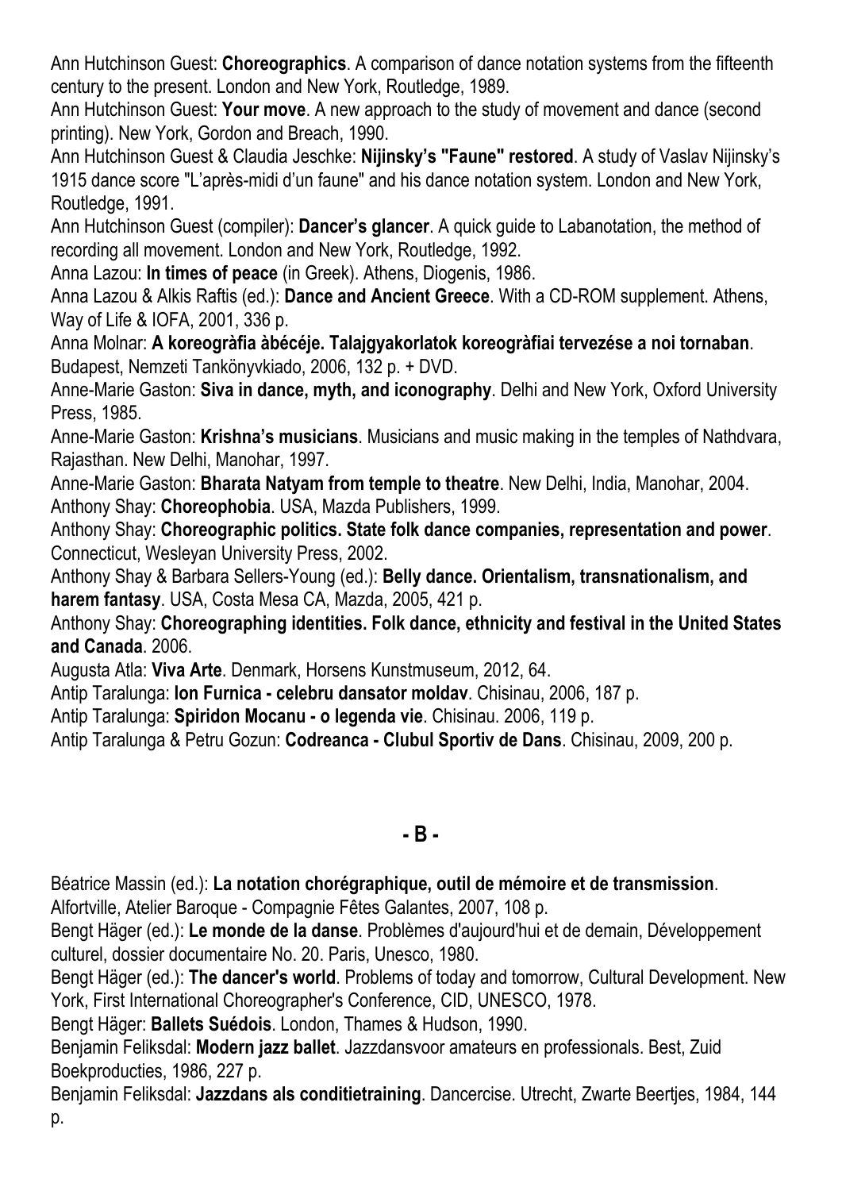Ann Hutchinson Guest: **Choreographics**. A comparison of dance notation systems from the fifteenth century to the present. London and New York, Routledge, 1989.

Ann Hutchinson Guest: **Your move**. A new approach to the study of movement and dance (second printing). New York, Gordon and Breach, 1990.

Ann Hutchinson Guest & Claudia Jeschke: **Nijinsky's "Faune" restored**. A study of Vaslav Nijinsky's 1915 dance score "L'après-midi d'un faune" and his dance notation system. London and New York, Routledge, 1991.

Ann Hutchinson Guest (compiler): **Dancer's glancer**. A quick guide to Labanotation, the method of recording all movement. London and New York, Routledge, 1992.

Anna Lazou: **In times of peace** (in Greek). Athens, Diogenis, 1986.

Anna Lazou & Alkis Raftis (ed.): **Dance and Ancient Greece**. With a CD-ROM supplement. Athens, Way of Life & IOFA, 2001, 336 p.

Anna Molnar: **A koreogràfia àbécéje. Talajgyakorlatok koreogràfiai tervezése a noi tornaban**. Budapest, Nemzeti Tankönyvkiado, 2006, 132 p. + DVD.

Anne-Marie Gaston: **Siva in dance, myth, and iconography**. Delhi and New York, Oxford University Press, 1985.

Anne-Marie Gaston: **Krishna's musicians**. Musicians and music making in the temples of Nathdvara, Rajasthan. New Delhi, Manohar, 1997.

Anne-Marie Gaston: **Bharata Natyam from temple to theatre**. New Delhi, India, Manohar, 2004.

Anthony Shay: **Choreophobia**. USA, Mazda Publishers, 1999.

Anthony Shay: **Choreographic politics. State folk dance companies, representation and power**. Connecticut, Wesleyan University Press, 2002.

Anthony Shay & Barbara Sellers-Young (ed.): **Belly dance. Orientalism, transnationalism, and harem fantasy**. USA, Costa Mesa CA, Mazda, 2005, 421 p.

Anthony Shay: **Choreographing identities. Folk dance, ethnicity and festival in the United States and Canada**. 2006.

Augusta Atla: **Viva Arte**. Denmark, Horsens Kunstmuseum, 2012, 64.

Antip Taralunga: **Ion Furnica - celebru dansator moldav**. Chisinau, 2006, 187 p.

Antip Taralunga: **Spiridon Mocanu - o legenda vie**. Chisinau. 2006, 119 p.

Antip Taralunga & Petru Gozun: **Codreanca - Clubul Sportiv de Dans**. Chisinau, 2009, 200 p.

## - B -

Béatrice Massin (ed.): **La notation chorégraphique, outil de mémoire et de transmission**. Alfortville, Atelier Baroque - Compagnie Fêtes Galantes, 2007, 108 p.

Bengt Häger (ed.): **Le monde de la danse**. Problèmes d'aujourd'hui et de demain, Développement culturel, dossier documentaire No. 20. Paris, Unesco, 1980.

Bengt Häger (ed.): **The dancer's world**. Problems of today and tomorrow, Cultural Development. New York, First International Choreographer's Conference, CID, UNESCO, 1978.

Bengt Häger: **Ballets Suédois**. London, Thames & Hudson, 1990.

Benjamin Feliksdal: **Modern jazz ballet**. Jazzdansvoor amateurs en professionals. Best, Zuid Boekproducties, 1986, 227 p.

Benjamin Feliksdal: **Jazzdans als conditietraining**. Dancercise. Utrecht, Zwarte Beertjes, 1984, 144 p.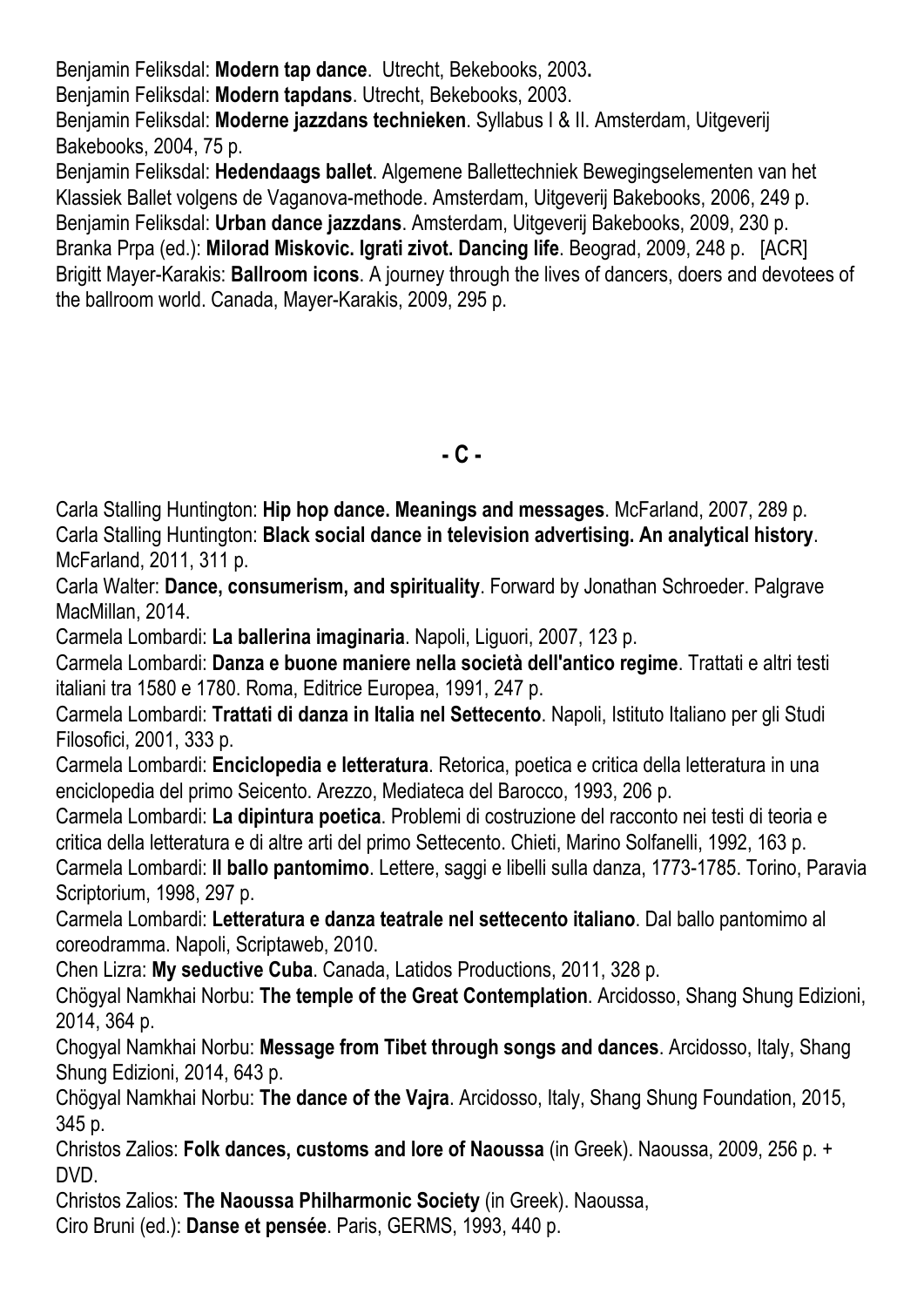Benjamin Feliksdal: **Modern tap dance**. Utrecht, Bekebooks, 2003**.**
Benjamin Feliksdal: **Modern tapdans**. Utrecht, Bekebooks, 2003.
Benjamin Feliksdal: **Moderne jazzdans technieken**. Syllabus I & II. Amsterdam, Uitgeverij Bakebooks, 2004, 75 p.
Benjamin Feliksdal: **Hedendaags ballet**. Algemene Ballettechniek Bewegingselementen van het Klassiek Ballet volgens de Vaganova-methode. Amsterdam, Uitgeverij Bakebooks, 2006, 249 p.
Benjamin Feliksdal: **Urban dance jazzdans**. Amsterdam, Uitgeverij Bakebooks, 2009, 230 p.
Branka Prpa (ed.): **Milorad Miskovic. Igrati zivot. Dancing life**. Beograd, 2009, 248 p. [ACR]
Brigitt Mayer-Karakis: **Ballroom icons**. A journey through the lives of dancers, doers and devotees of the ballroom world. Canada, Mayer-Karakis, 2009, 295 p.

## - C -

Carla Stalling Huntington: **Hip hop dance. Meanings and messages**. McFarland, 2007, 289 p.
Carla Stalling Huntington: **Black social dance in television advertising. An analytical history**. McFarland, 2011, 311 p.
Carla Walter: **Dance, consumerism, and spirituality**. Forward by Jonathan Schroeder. Palgrave MacMillan, 2014.
Carmela Lombardi: **La ballerina imaginaria**. Napoli, Liguori, 2007, 123 p.
Carmela Lombardi: **Danza e buone maniere nella società dell'antico regime**. Trattati e altri testi italiani tra 1580 e 1780. Roma, Editrice Europea, 1991, 247 p.
Carmela Lombardi: **Trattati di danza in Italia nel Settecento**. Napoli, Istituto Italiano per gli Studi Filosofici, 2001, 333 p.
Carmela Lombardi: **Enciclopedia e letteratura**. Retorica, poetica e critica della letteratura in una enciclopedia del primo Seicento. Arezzo, Mediateca del Barocco, 1993, 206 p.
Carmela Lombardi: **La dipintura poetica**. Problemi di costruzione del racconto nei testi di teoria e critica della letteratura e di altre arti del primo Settecento. Chieti, Marino Solfanelli, 1992, 163 p.
Carmela Lombardi: **Il ballo pantomimo**. Lettere, saggi e libelli sulla danza, 1773-1785. Torino, Paravia Scriptorium, 1998, 297 p.
Carmela Lombardi: **Letteratura e danza teatrale nel settecento italiano**. Dal ballo pantomimo al coreodramma. Napoli, Scriptaweb, 2010.
Chen Lizra: **My seductive Cuba**. Canada, Latidos Productions, 2011, 328 p.
Chögyal Namkhai Norbu: **The temple of the Great Contemplation**. Arcidosso, Shang Shung Edizioni, 2014, 364 p.
Chogyal Namkhai Norbu: **Message from Tibet through songs and dances**. Arcidosso, Italy, Shang Shung Edizioni, 2014, 643 p.
Chögyal Namkhai Norbu: **The dance of the Vajra**. Arcidosso, Italy, Shang Shung Foundation, 2015, 345 p.
Christos Zalios: **Folk dances, customs and lore of Naoussa** (in Greek). Naoussa, 2009, 256 p. + DVD.
Christos Zalios: **The Naoussa Philharmonic Society** (in Greek). Naoussa,
Ciro Bruni (ed.): **Danse et pensée**. Paris, GERMS, 1993, 440 p.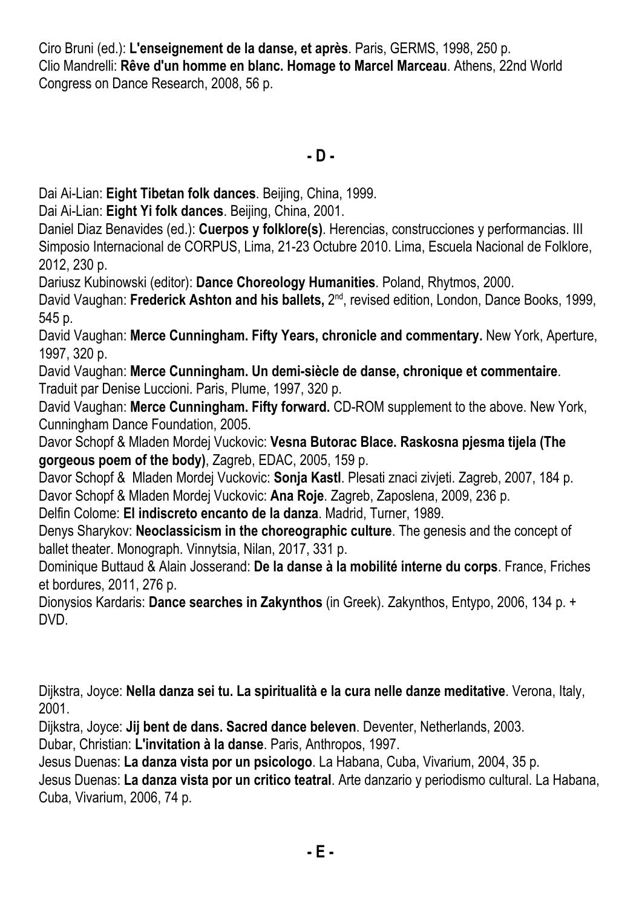Ciro Bruni (ed.): **L'enseignement de la danse, et après**. Paris, GERMS, 1998, 250 p.
Clio Mandrelli: **Rêve d'un homme en blanc. Homage to Marcel Marceau**. Athens, 22nd World Congress on Dance Research, 2008, 56 p.

## - D -

Dai Ai-Lian: **Eight Tibetan folk dances**. Beijing, China, 1999.
Dai Ai-Lian: **Eight Yi folk dances**. Beijing, China, 2001.
Daniel Diaz Benavides (ed.): **Cuerpos y folklore(s)**. Herencias, construcciones y performancias. III Simposio Internacional de CORPUS, Lima, 21-23 Octubre 2010. Lima, Escuela Nacional de Folklore, 2012, 230 p.
Dariusz Kubinowski (editor): **Dance Choreology Humanities**. Poland, Rhytmos, 2000.
David Vaughan: **Frederick Ashton and his ballets,** 2nd, revised edition, London, Dance Books, 1999, 545 p.
David Vaughan: **Merce Cunningham. Fifty Years, chronicle and commentary.** New York, Aperture, 1997, 320 p.
David Vaughan: **Merce Cunningham. Un demi-siècle de danse, chronique et commentaire**. Traduit par Denise Luccioni. Paris, Plume, 1997, 320 p.
David Vaughan: **Merce Cunningham. Fifty forward.** CD-ROM supplement to the above. New York, Cunningham Dance Foundation, 2005.
Davor Schopf & Mladen Mordej Vuckovic: **Vesna Butorac Blace. Raskosna pjesma tijela (The gorgeous poem of the body)**, Zagreb, EDAC, 2005, 159 p.
Davor Schopf & Mladen Mordej Vuckovic: **Sonja Kastl**. Plesati znaci zivjeti. Zagreb, 2007, 184 p.
Davor Schopf & Mladen Mordej Vuckovic: **Ana Roje**. Zagreb, Zaposlena, 2009, 236 p.
Delfin Colome: **El indiscreto encanto de la danza**. Madrid, Turner, 1989.
Denys Sharykov: **Neoclassicism in the choreographic culture**. The genesis and the concept of ballet theater. Monograph. Vinnytsia, Nilan, 2017, 331 p.
Dominique Buttaud & Alain Josserand: **De la danse à la mobilité interne du corps**. France, Friches et bordures, 2011, 276 p.
Dionysios Kardaris: **Dance searches in Zakynthos** (in Greek). Zakynthos, Entypo, 2006, 134 p. + DVD.

Dijkstra, Joyce: **Nella danza sei tu. La spiritualità e la cura nelle danze meditative**. Verona, Italy, 2001.
Dijkstra, Joyce: **Jij bent de dans. Sacred dance beleven**. Deventer, Netherlands, 2003.
Dubar, Christian: **L'invitation à la danse**. Paris, Anthropos, 1997.
Jesus Duenas: **La danza vista por un psicologo**. La Habana, Cuba, Vivarium, 2004, 35 p.
Jesus Duenas: **La danza vista por un critico teatral**. Arte danzario y periodismo cultural. La Habana, Cuba, Vivarium, 2006, 74 p.

## - E -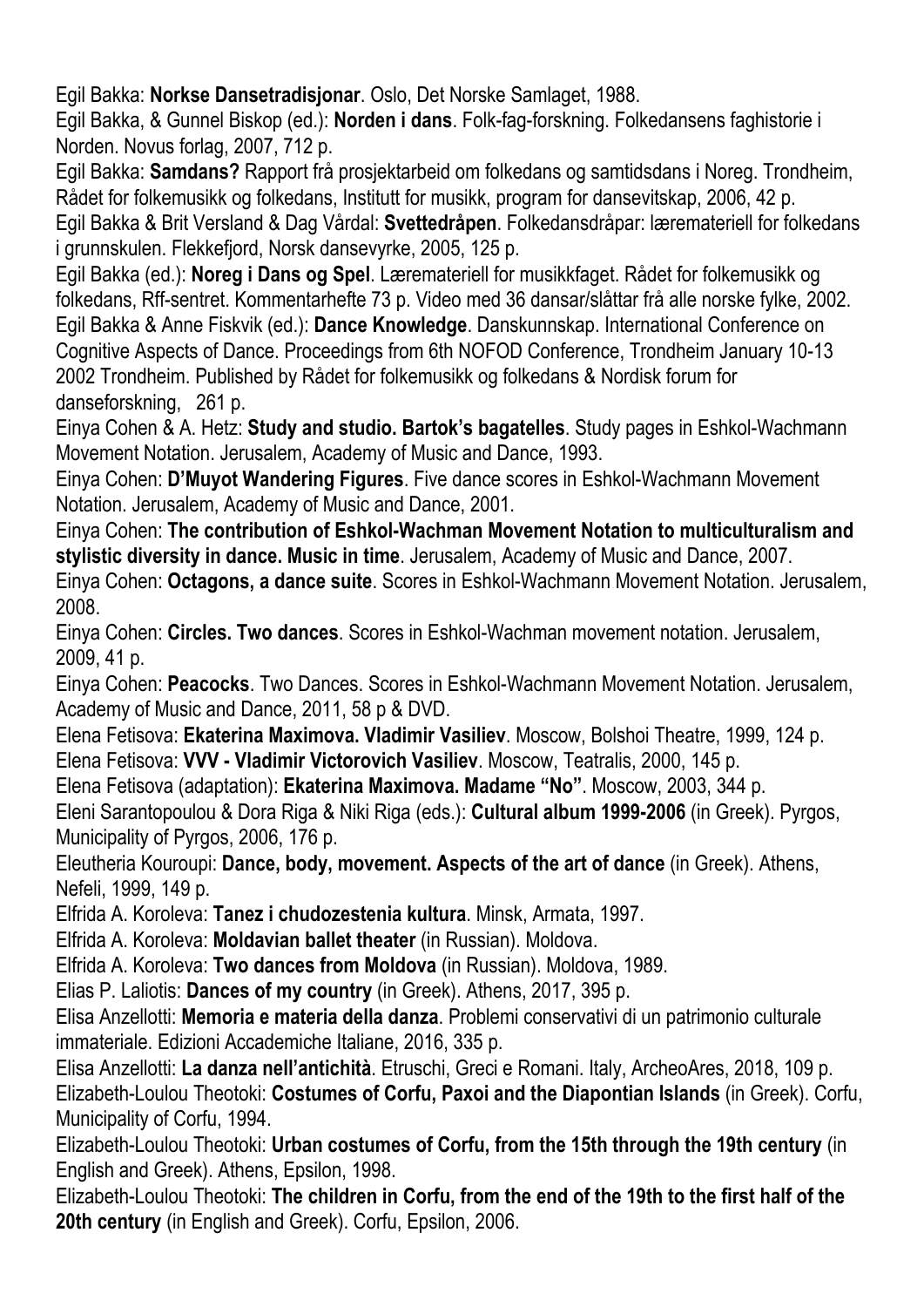Egil Bakka: **Norkse Dansetradisjonar**. Oslo, Det Norske Samlaget, 1988.

Egil Bakka, & Gunnel Biskop (ed.): **Norden i dans**. Folk-fag-forskning. Folkedansens faghistorie i Norden. Novus forlag, 2007, 712 p.

Egil Bakka: **Samdans?** Rapport frå prosjektarbeid om folkedans og samtidsdans i Noreg. Trondheim, Rådet for folkemusikk og folkedans, Institutt for musikk, program for dansevitskap, 2006, 42 p.

Egil Bakka & Brit Versland & Dag Vårdal: **Svettedråpen**. Folkedansdråpar: lærematerielI for folkedans i grunnskulen. Flekkefjord, Norsk dansevyrke, 2005, 125 p.

Egil Bakka (ed.): **Noreg i Dans og Spel**. Læremateriell for musikkfaget. Rådet for folkemusikk og folkedans, Rff-sentret. Kommentarhefte 73 p. Video med 36 dansar/slåttar frå alle norske fylke, 2002.

Egil Bakka & Anne Fiskvik (ed.): **Dance Knowledge**. Danskunnskap. International Conference on Cognitive Aspects of Dance. Proceedings from 6th NOFOD Conference, Trondheim January 10-13 2002 Trondheim. Published by Rådet for folkemusikk og folkedans & Nordisk forum for danseforskning, 261 p.

Einya Cohen & A. Hetz: **Study and studio. Bartok's bagatelles**. Study pages in Eshkol-Wachmann Movement Notation. Jerusalem, Academy of Music and Dance, 1993.

Einya Cohen: **D'Muyot Wandering Figures**. Five dance scores in Eshkol-Wachmann Movement Notation. Jerusalem, Academy of Music and Dance, 2001.

Einya Cohen: **The contribution of Eshkol-Wachman Movement Notation to multiculturalism and stylistic diversity in dance. Music in time**. Jerusalem, Academy of Music and Dance, 2007.

Einya Cohen: **Octagons, a dance suite**. Scores in Eshkol-Wachmann Movement Notation. Jerusalem, 2008.

Einya Cohen: **Circles. Two dances**. Scores in Eshkol-Wachman movement notation. Jerusalem, 2009, 41 p.

Einya Cohen: **Peacocks**. Two Dances. Scores in Eshkol-Wachmann Movement Notation. Jerusalem, Academy of Music and Dance, 2011, 58 p & DVD.

Elena Fetisova: **Ekaterina Maximova. Vladimir Vasiliev**. Moscow, Bolshoi Theatre, 1999, 124 p.

Elena Fetisova: **VVV - Vladimir Victorovich Vasiliev**. Moscow, Teatralis, 2000, 145 p.

Elena Fetisova (adaptation): **Ekaterina Maximova. Madame "No"**. Moscow, 2003, 344 p.

Eleni Sarantopoulou & Dora Riga & Niki Riga (eds.): **Cultural album 1999-2006** (in Greek). Pyrgos, Municipality of Pyrgos, 2006, 176 p.

Eleutheria Kouroupi: **Dance, body, movement. Aspects of the art of dance** (in Greek). Athens, Nefeli, 1999, 149 p.

Elfrida A. Koroleva: **Tanez i chudozestenia kultura**. Minsk, Armata, 1997.

Elfrida A. Koroleva: **Moldavian ballet theater** (in Russian). Moldova.

Elfrida A. Koroleva: **Two dances from Moldova** (in Russian). Moldova, 1989.

Elias P. Laliotis: **Dances of my country** (in Greek). Athens, 2017, 395 p.

Elisa Anzellotti: **Memoria e materia della danza**. Problemi conservativi di un patrimonio culturale immateriale. Edizioni Accademiche Italiane, 2016, 335 p.

Elisa Anzellotti: **La danza nell'antichità**. Etruschi, Greci e Romani. Italy, ArcheoAres, 2018, 109 p.

Elizabeth-Loulou Theotoki: **Costumes of Corfu, Paxoi and the Diapontian Islands** (in Greek). Corfu, Municipality of Corfu, 1994.

Elizabeth-Loulou Theotoki: **Urban costumes of Corfu, from the 15th through the 19th century** (in English and Greek). Athens, Epsilon, 1998.

Elizabeth-Loulou Theotoki: **The children in Corfu, from the end of the 19th to the first half of the 20th century** (in English and Greek). Corfu, Epsilon, 2006.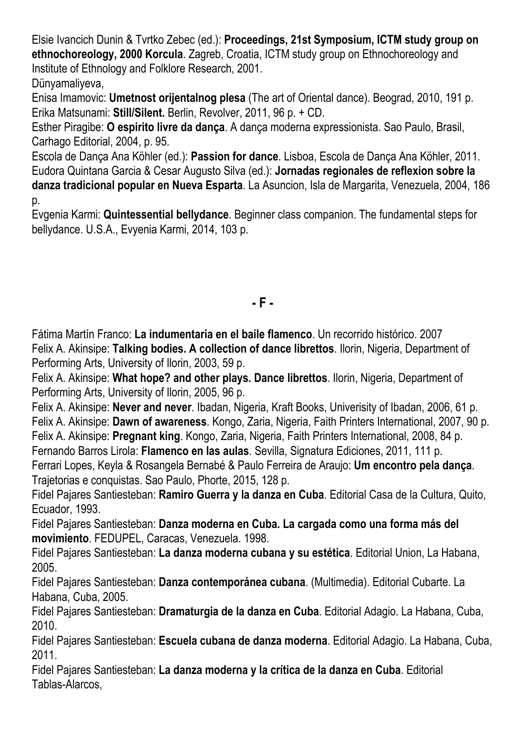Elsie Ivancich Dunin & Tvrtko Zebec (ed.): **Proceedings, 21st Symposium, ICTM study group on ethnochoreology, 2000 Korcula**. Zagreb, Croatia, ICTM study group on Ethnochoreology and Institute of Ethnology and Folklore Research, 2001.
Dünyamaliyeva,
Enisa Imamovic: **Umetnost orijentalnog plesa** (The art of Oriental dance). Beograd, 2010, 191 p.
Erika Matsunami: **Still/Silent.** Berlin, Revolver, 2011, 96 p. + CD.
Esther Piragibe: **O espirito livre da dança**. A dança moderna expressionista. Sao Paulo, Brasil, Carhago Editorial, 2004, p. 95.
Escola de Dança Ana Köhler (ed.): **Passion for dance**. Lisboa, Escola de Dança Ana Köhler, 2011.
Eudora Quintana Garcia & Cesar Augusto Silva (ed.): **Jornadas regionales de reflexion sobre la danza tradicional popular en Nueva Esparta**. La Asuncion, Isla de Margarita, Venezuela, 2004, 186 p.
Evgenia Karmi: **Quintessential bellydance**. Beginner class companion. The fundamental steps for bellydance. U.S.A., Evyenia Karmi, 2014, 103 p.

## - F -

Fátima Martín Franco: **La indumentaria en el baile flamenco**. Un recorrido histórico. 2007
Felix A. Akinsipe: **Talking bodies. A collection of dance librettos**. Ilorin, Nigeria, Department of Performing Arts, University of Ilorin, 2003, 59 p.
Felix A. Akinsipe: **What hope? and other plays. Dance librettos**. Ilorin, Nigeria, Department of Performing Arts, University of Ilorin, 2005, 96 p.
Felix A. Akinsipe: **Never and never**. Ibadan, Nigeria, Kraft Books, Univerisity of Ibadan, 2006, 61 p.
Felix A. Akinsipe: **Dawn of awareness**. Kongo, Zaria, Nigeria, Faith Printers International, 2007, 90 p.
Felix A. Akinsipe: **Pregnant king**. Kongo, Zaria, Nigeria, Faith Printers International, 2008, 84 p.
Fernando Barros Lirola: **Flamenco en las aulas**. Sevilla, Signatura Ediciones, 2011, 111 p.
Ferrari Lopes, Keyla & Rosangela Bernabé & Paulo Ferreira de Araujo: **Um encontro pela dança**. Trajetorias e conquistas. Sao Paulo, Phorte, 2015, 128 p.
Fidel Pajares Santiesteban: **Ramiro Guerra y la danza en Cuba**. Editorial Casa de la Cultura, Quito, Ecuador, 1993.
Fidel Pajares Santiesteban: **Danza moderna en Cuba. La cargada como una forma más del movimiento**. FEDUPEL, Caracas, Venezuela. 1998.
Fidel Pajares Santiesteban: **La danza moderna cubana y su estética**. Editorial Union, La Habana, 2005.
Fidel Pajares Santiesteban: **Danza contemporánea cubana**. (Multimedia). Editorial Cubarte. La Habana, Cuba, 2005.
Fidel Pajares Santiesteban: **Dramaturgia de la danza en Cuba**. Editorial Adagio. La Habana, Cuba, 2010.
Fidel Pajares Santiesteban: **Escuela cubana de danza moderna**. Editorial Adagio. La Habana, Cuba, 2011.
Fidel Pajares Santiesteban: **La danza moderna y la crítica de la danza en Cuba**. Editorial Tablas-Alarcos,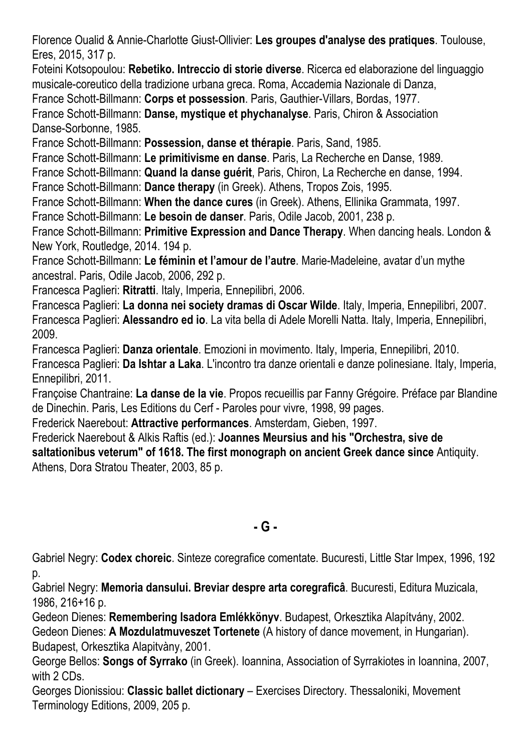Florence Oualid & Annie-Charlotte Giust-Ollivier: **Les groupes d'analyse des pratiques**. Toulouse, Eres, 2015, 317 p.

Foteini Kotsopoulou: **Rebetiko. Intreccio di storie diverse**. Ricerca ed elaborazione del linguaggio musicale-coreutico della tradizione urbana greca. Roma, Accademia Nazionale di Danza,

France Schott-Billmann: **Corps et possession**. Paris, Gauthier-Villars, Bordas, 1977.

France Schott-Billmann: **Danse, mystique et phychanalyse**. Paris, Chiron & Association Danse-Sorbonne, 1985.

France Schott-Billmann: **Possession, danse et thérapie**. Paris, Sand, 1985.

France Schott-Billmann: **Le primitivisme en danse**. Paris, La Recherche en Danse, 1989.

France Schott-Billmann: **Quand la danse guérit**, Paris, Chiron, La Recherche en danse, 1994.

France Schott-Billmann: **Dance therapy** (in Greek). Athens, Tropos Zois, 1995.

France Schott-Billmann: **When the dance cures** (in Greek). Athens, Ellinika Grammata, 1997.

France Schott-Billmann: **Le besoin de danser**. Paris, Odile Jacob, 2001, 238 p.

France Schott-Billmann: **Primitive Expression and Dance Therapy**. When dancing heals. London & New York, Routledge, 2014. 194 p.

France Schott-Billmann: **Le féminin et l'amour de l'autre**. Marie-Madeleine, avatar d'un mythe ancestral. Paris, Odile Jacob, 2006, 292 p.

Francesca Paglieri: **Ritratti**. Italy, Imperia, Ennepilibri, 2006.

Francesca Paglieri: **La donna nei society dramas di Oscar Wilde**. Italy, Imperia, Ennepilibri, 2007.

Francesca Paglieri: **Alessandro ed io**. La vita bella di Adele Morelli Natta. Italy, Imperia, Ennepilibri, 2009.

Francesca Paglieri: **Danza orientale**. Emozioni in movimento. Italy, Imperia, Ennepilibri, 2010.

Francesca Paglieri: **Da Ishtar a Laka**. L'incontro tra danze orientali e danze polinesiane. Italy, Imperia, Ennepilibri, 2011.

Françoise Chantraine: **La danse de la vie**. Propos recueillis par Fanny Grégoire. Préface par Blandine de Dinechin. Paris, Les Editions du Cerf - Paroles pour vivre, 1998, 99 pages.

Frederick Naerebout: **Attractive performances**. Amsterdam, Gieben, 1997.

Frederick Naerebout & Alkis Raftis (ed.): **Joannes Meursius and his "Orchestra, sive de saltationibus veterum" of 1618. The first monograph on ancient Greek dance since** Antiquity. Athens, Dora Stratou Theater, 2003, 85 p.

## - G -

Gabriel Negry: **Codex choreic**. Sinteze coregrafice comentate. Bucuresti, Little Star Impex, 1996, 192 p.

Gabriel Negry: **Memoria dansului. Breviar despre arta coregraficâ**. Bucuresti, Editura Muzicala, 1986, 216+16 p.

Gedeon Dienes: **Remembering Isadora Emlékkönyv**. Budapest, Orkesztika Alapítvány, 2002.

Gedeon Dienes: **A Mozdulatmuveszet Tortenete** (A history of dance movement, in Hungarian). Budapest, Orkesztika Alapitvàny, 2001.

George Bellos: **Songs of Syrrako** (in Greek). Ioannina, Association of Syrrakiotes in Ioannina, 2007, with 2 CDs.

Georges Dionissiou: **Classic ballet dictionary** – Exercises Directory. Thessaloniki, Movement Terminology Editions, 2009, 205 p.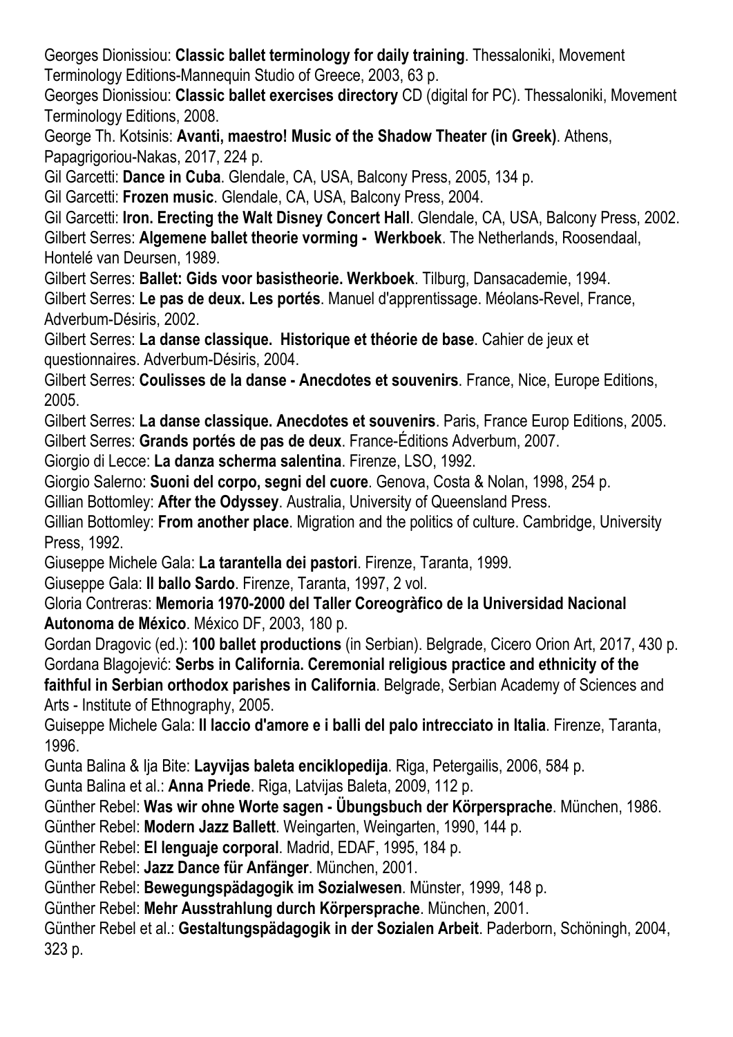Georges Dionissiou: **Classic ballet terminology for daily training**. Thessaloniki, Movement Terminology Editions-Mannequin Studio of Greece, 2003, 63 p.

Georges Dionissiou: **Classic ballet exercises directory** CD (digital for PC). Thessaloniki, Movement Terminology Editions, 2008.

George Th. Kotsinis: **Avanti, maestro! Music of the Shadow Theater (in Greek)**. Athens, Papagrigoriou-Nakas, 2017, 224 p.

Gil Garcetti: **Dance in Cuba**. Glendale, CA, USA, Balcony Press, 2005, 134 p.

Gil Garcetti: **Frozen music**. Glendale, CA, USA, Balcony Press, 2004.

Gil Garcetti: **Iron. Erecting the Walt Disney Concert Hall**. Glendale, CA, USA, Balcony Press, 2002.

Gilbert Serres: **Algemene ballet theorie vorming - Werkboek**. The Netherlands, Roosendaal, Hontelé van Deursen, 1989.

Gilbert Serres: **Ballet: Gids voor basistheorie. Werkboek**. Tilburg, Dansacademie, 1994.

Gilbert Serres: **Le pas de deux. Les portés**. Manuel d'apprentissage. Méolans-Revel, France, Adverbum-Désiris, 2002.

Gilbert Serres: **La danse classique. Historique et théorie de base**. Cahier de jeux et questionnaires. Adverbum-Désiris, 2004.

Gilbert Serres: **Coulisses de la danse - Anecdotes et souvenirs**. France, Nice, Europe Editions, 2005.

Gilbert Serres: **La danse classique. Anecdotes et souvenirs**. Paris, France Europ Editions, 2005.

Gilbert Serres: **Grands portés de pas de deux**. France-Éditions Adverbum, 2007.

Giorgio di Lecce: **La danza scherma salentina**. Firenze, LSO, 1992.

Giorgio Salerno: **Suoni del corpo, segni del cuore**. Genova, Costa & Nolan, 1998, 254 p.

Gillian Bottomley: **After the Odyssey**. Australia, University of Queensland Press.

Gillian Bottomley: **From another place**. Migration and the politics of culture. Cambridge, University Press, 1992.

Giuseppe Michele Gala: **La tarantella dei pastori**. Firenze, Taranta, 1999.

Giuseppe Gala: **Il ballo Sardo**. Firenze, Taranta, 1997, 2 vol.

Gloria Contreras: **Memoria 1970-2000 del Taller Coreogràfico de la Universidad Nacional Autonoma de México**. México DF, 2003, 180 p.

Gordan Dragovic (ed.): **100 ballet productions** (in Serbian). Belgrade, Cicero Orion Art, 2017, 430 p.

Gordana Blagojević: **Serbs in California. Ceremonial religious practice and ethnicity of the faithful in Serbian orthodox parishes in California**. Belgrade, Serbian Academy of Sciences and Arts - Institute of Ethnography, 2005.

Guiseppe Michele Gala: **Il laccio d'amore e i balli del palo intrecciato in Italia**. Firenze, Taranta, 1996.

Gunta Balina & Ija Bite: **Layvijas baleta enciklopedija**. Riga, Petergailis, 2006, 584 p.

Gunta Balina et al.: **Anna Priede**. Riga, Latvijas Baleta, 2009, 112 p.

Günther Rebel: **Was wir ohne Worte sagen - Übungsbuch der Körpersprache**. München, 1986.

Günther Rebel: **Modern Jazz Ballett**. Weingarten, Weingarten, 1990, 144 p.

Günther Rebel: **El lenguaje corporal**. Madrid, EDAF, 1995, 184 p.

Günther Rebel: **Jazz Dance für Anfänger**. München, 2001.

Günther Rebel: **Bewegungspädagogik im Sozialwesen**. Münster, 1999, 148 p.

Günther Rebel: **Mehr Ausstrahlung durch Körpersprache**. München, 2001.

Günther Rebel et al.: **Gestaltungspädagogik in der Sozialen Arbeit**. Paderborn, Schöningh, 2004, 323 p.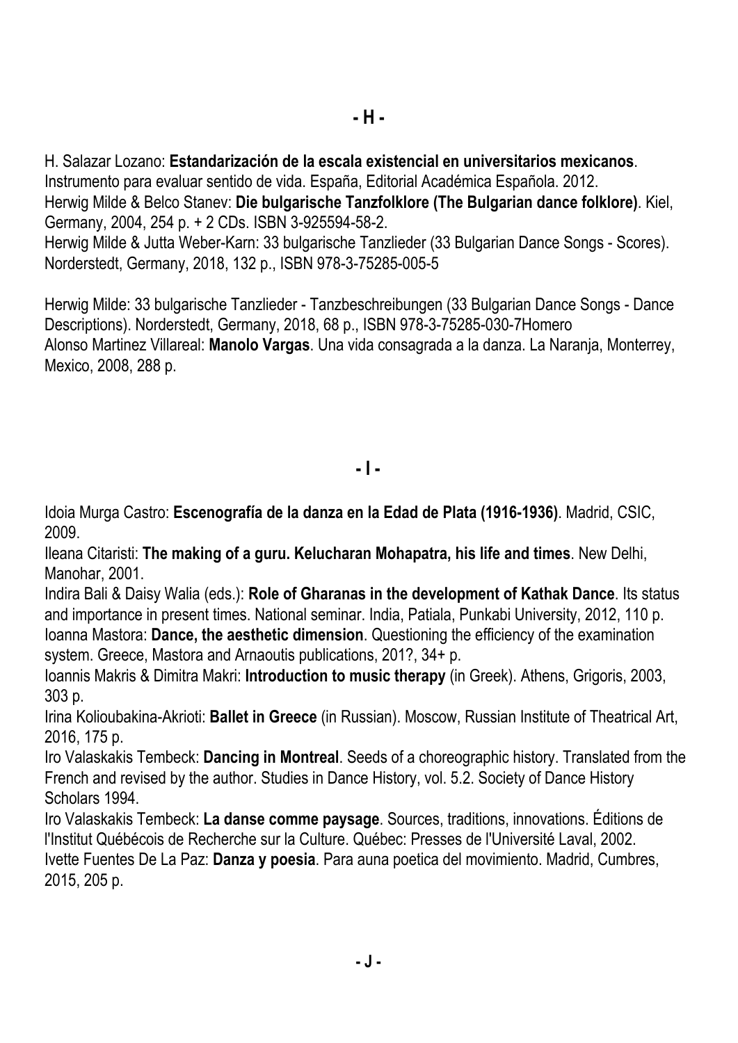## - H -

H. Salazar Lozano: **Estandarización de la escala existencial en universitarios mexicanos**. Instrumento para evaluar sentido de vida. España, Editorial Académica Española. 2012.
Herwig Milde & Belco Stanev: **Die bulgarische Tanzfolklore (The Bulgarian dance folklore)**. Kiel, Germany, 2004, 254 p. + 2 CDs. ISBN 3-925594-58-2.
Herwig Milde & Jutta Weber-Karn: 33 bulgarische Tanzlieder (33 Bulgarian Dance Songs - Scores). Norderstedt, Germany, 2018, 132 p., ISBN 978-3-75285-005-5

Herwig Milde: 33 bulgarische Tanzlieder - Tanzbeschreibungen (33 Bulgarian Dance Songs - Dance Descriptions). Norderstedt, Germany, 2018, 68 p., ISBN 978-3-75285-030-7Homero Alonso Martinez Villareal: **Manolo Vargas**. Una vida consagrada a la danza. La Naranja, Monterrey, Mexico, 2008, 288 p.

## - I -

Idoia Murga Castro: **Escenografía de la danza en la Edad de Plata (1916-1936)**. Madrid, CSIC, 2009.
Ileana Citaristi: **The making of a guru. Kelucharan Mohapatra, his life and times**. New Delhi, Manohar, 2001.
Indira Bali & Daisy Walia (eds.): **Role of Gharanas in the development of Kathak Dance**. Its status and importance in present times. National seminar. India, Patiala, Punkabi University, 2012, 110 p.
Ioanna Mastora: **Dance, the aesthetic dimension**. Questioning the efficiency of the examination system. Greece, Mastora and Arnaoutis publications, 201?, 34+ p.
Ioannis Makris & Dimitra Makri: **Introduction to music therapy** (in Greek). Athens, Grigoris, 2003, 303 p.
Irina Kolioubakina-Akrioti: **Ballet in Greece** (in Russian). Moscow, Russian Institute of Theatrical Art, 2016, 175 p.
Iro Valaskakis Tembeck: **Dancing in Montreal**. Seeds of a choreographic history. Translated from the French and revised by the author. Studies in Dance History, vol. 5.2. Society of Dance History Scholars 1994.
Iro Valaskakis Tembeck: **La danse comme paysage**. Sources, traditions, innovations. Éditions de l'Institut Québécois de Recherche sur la Culture. Québec: Presses de l'Université Laval, 2002.
Ivette Fuentes De La Paz: **Danza y poesia**. Para auna poetica del movimiento. Madrid, Cumbres, 2015, 205 p.

## - J -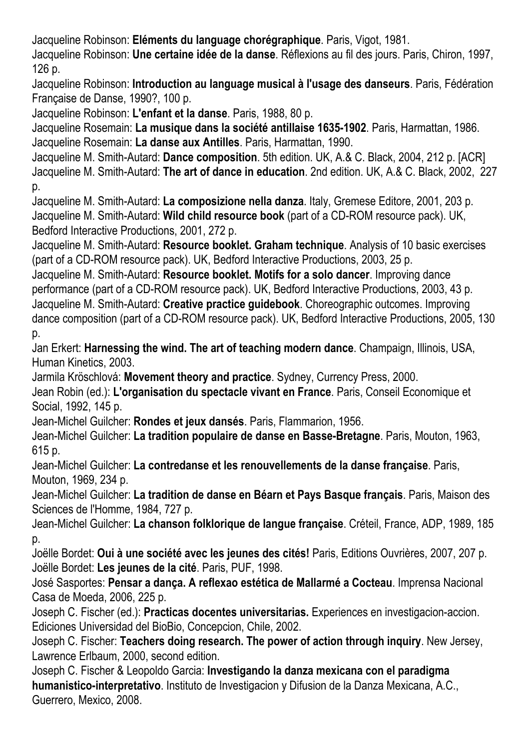Jacqueline Robinson: **Eléments du language chorégraphique**. Paris, Vigot, 1981.

Jacqueline Robinson: **Une certaine idée de la danse**. Réflexions au fil des jours. Paris, Chiron, 1997, 126 p.

Jacqueline Robinson: **Introduction au language musical à l'usage des danseurs**. Paris, Fédération Française de Danse, 1990?, 100 p.

Jacqueline Robinson: **L'enfant et la danse**. Paris, 1988, 80 p.

Jacqueline Rosemain: **La musique dans la société antillaise 1635-1902**. Paris, Harmattan, 1986.

Jacqueline Rosemain: **La danse aux Antilles**. Paris, Harmattan, 1990.

Jacqueline M. Smith-Autard: **Dance composition**. 5th edition. UK, A.& C. Black, 2004, 212 p. [ACR]

Jacqueline M. Smith-Autard: **The art of dance in education**. 2nd edition. UK, A.& C. Black, 2002, 227 p.

Jacqueline M. Smith-Autard: **La composizione nella danza**. Italy, Gremese Editore, 2001, 203 p.

Jacqueline M. Smith-Autard: **Wild child resource book** (part of a CD-ROM resource pack). UK, Bedford Interactive Productions, 2001, 272 p.

Jacqueline M. Smith-Autard: **Resource booklet. Graham technique**. Analysis of 10 basic exercises (part of a CD-ROM resource pack). UK, Bedford Interactive Productions, 2003, 25 p.

Jacqueline M. Smith-Autard: **Resource booklet. Motifs for a solo dancer**. Improving dance performance (part of a CD-ROM resource pack). UK, Bedford Interactive Productions, 2003, 43 p.

Jacqueline M. Smith-Autard: **Creative practice guidebook**. Choreographic outcomes. Improving dance composition (part of a CD-ROM resource pack). UK, Bedford Interactive Productions, 2005, 130 p.

Jan Erkert: **Harnessing the wind. The art of teaching modern dance**. Champaign, Illinois, USA, Human Kinetics, 2003.

Jarmila Kröschlová: **Movement theory and practice**. Sydney, Currency Press, 2000.

Jean Robin (ed.): **L'organisation du spectacle vivant en France**. Paris, Conseil Economique et Social, 1992, 145 p.

Jean-Michel Guilcher: **Rondes et jeux dansés**. Paris, Flammarion, 1956.

Jean-Michel Guilcher: **La tradition populaire de danse en Basse-Bretagne**. Paris, Mouton, 1963, 615 p.

Jean-Michel Guilcher: **La contredanse et les renouvellements de la danse française**. Paris, Mouton, 1969, 234 p.

Jean-Michel Guilcher: **La tradition de danse en Béarn et Pays Basque français**. Paris, Maison des Sciences de l'Homme, 1984, 727 p.

Jean-Michel Guilcher: **La chanson folklorique de langue française**. Créteil, France, ADP, 1989, 185 p.

Joëlle Bordet: **Oui à une société avec les jeunes des cités!** Paris, Editions Ouvrières, 2007, 207 p.

Joëlle Bordet: **Les jeunes de la cité**. Paris, PUF, 1998.

José Sasportes: **Pensar a dança. A reflexao estética de Mallarmé a Cocteau**. Imprensa Nacional Casa de Moeda, 2006, 225 p.

Joseph C. Fischer (ed.): **Practicas docentes universitarias.** Experiences en investigacion-accion. Ediciones Universidad del BioBio, Concepcion, Chile, 2002.

Joseph C. Fischer: **Teachers doing research. The power of action through inquiry**. New Jersey, Lawrence Erlbaum, 2000, second edition.

Joseph C. Fischer & Leopoldo Garcia: **Investigando la danza mexicana con el paradigma humanistico-interpretativo**. Instituto de Investigacion y Difusion de la Danza Mexicana, A.C., Guerrero, Mexico, 2008.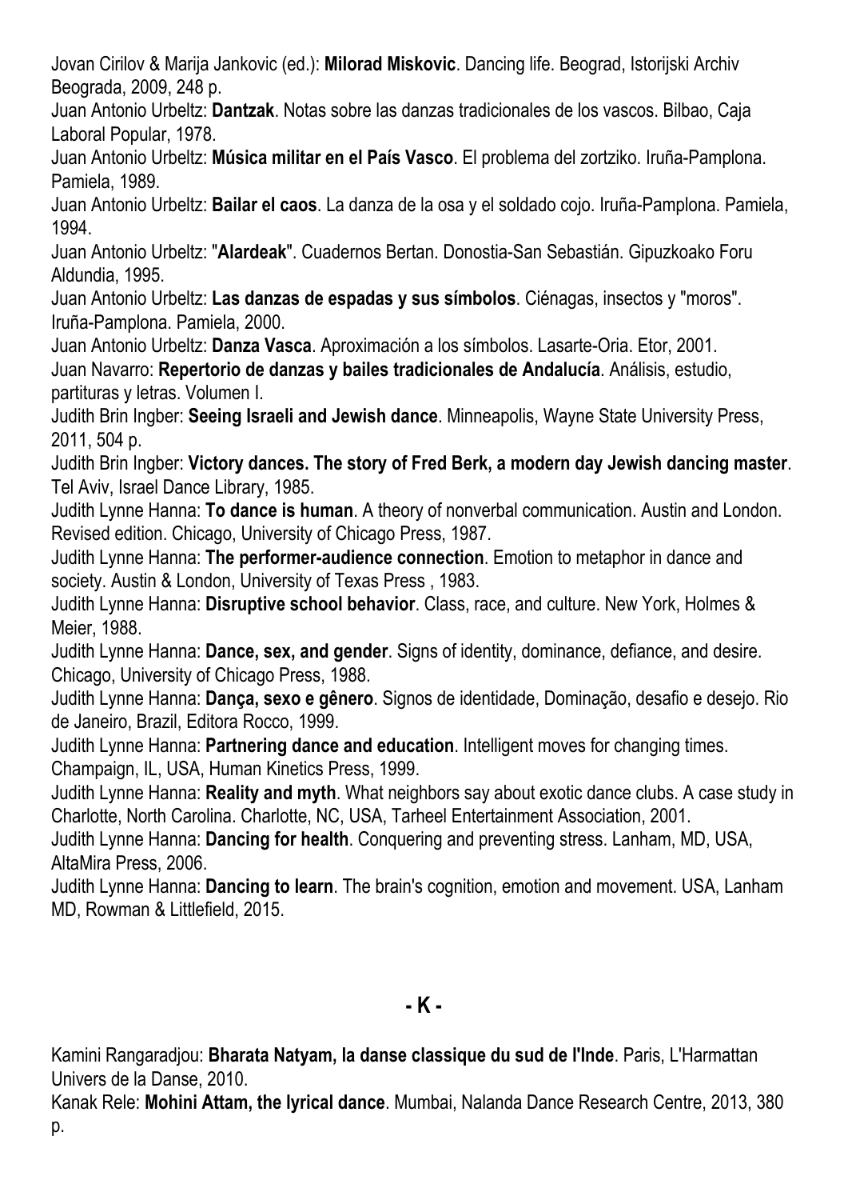Jovan Cirilov & Marija Jankovic (ed.): **Milorad Miskovic**. Dancing life. Beograd, Istorijski Archiv Beograda, 2009, 248 p.

Juan Antonio Urbeltz: **Dantzak**. Notas sobre las danzas tradicionales de los vascos. Bilbao, Caja Laboral Popular, 1978.

Juan Antonio Urbeltz: **Música militar en el País Vasco**. El problema del zortziko. Iruña-Pamplona. Pamiela, 1989.

Juan Antonio Urbeltz: **Bailar el caos**. La danza de la osa y el soldado cojo. Iruña-Pamplona. Pamiela, 1994.

Juan Antonio Urbeltz: "**Alardeak**". Cuadernos Bertan. Donostia-San Sebastián. Gipuzkoako Foru Aldundia, 1995.

Juan Antonio Urbeltz: **Las danzas de espadas y sus símbolos**. Ciénagas, insectos y "moros". Iruña-Pamplona. Pamiela, 2000.

Juan Antonio Urbeltz: **Danza Vasca**. Aproximación a los símbolos. Lasarte-Oria. Etor, 2001.

Juan Navarro: **Repertorio de danzas y bailes tradicionales de Andalucía**. Análisis, estudio, partituras y letras. Volumen I.

Judith Brin Ingber: **Seeing Israeli and Jewish dance**. Minneapolis, Wayne State University Press, 2011, 504 p.

Judith Brin Ingber: **Victory dances. The story of Fred Berk, a modern day Jewish dancing master**. Tel Aviv, Israel Dance Library, 1985.

Judith Lynne Hanna: **To dance is human**. A theory of nonverbal communication. Austin and London. Revised edition. Chicago, University of Chicago Press, 1987.

Judith Lynne Hanna: **The performer-audience connection**. Emotion to metaphor in dance and society. Austin & London, University of Texas Press , 1983.

Judith Lynne Hanna: **Disruptive school behavior**. Class, race, and culture. New York, Holmes & Meier, 1988.

Judith Lynne Hanna: **Dance, sex, and gender**. Signs of identity, dominance, defiance, and desire. Chicago, University of Chicago Press, 1988.

Judith Lynne Hanna: **Dança, sexo e gênero**. Signos de identidade, Dominação, desafio e desejo. Rio de Janeiro, Brazil, Editora Rocco, 1999.

Judith Lynne Hanna: **Partnering dance and education**. Intelligent moves for changing times. Champaign, IL, USA, Human Kinetics Press, 1999.

Judith Lynne Hanna: **Reality and myth**. What neighbors say about exotic dance clubs. A case study in Charlotte, North Carolina. Charlotte, NC, USA, Tarheel Entertainment Association, 2001.

Judith Lynne Hanna: **Dancing for health**. Conquering and preventing stress. Lanham, MD, USA, AltaMira Press, 2006.

Judith Lynne Hanna: **Dancing to learn**. The brain's cognition, emotion and movement. USA, Lanham MD, Rowman & Littlefield, 2015.

## - K -

Kamini Rangaradjou: **Bharata Natyam, la danse classique du sud de l'Inde**. Paris, L'Harmattan Univers de la Danse, 2010.

Kanak Rele: **Mohini Attam, the lyrical dance**. Mumbai, Nalanda Dance Research Centre, 2013, 380 p.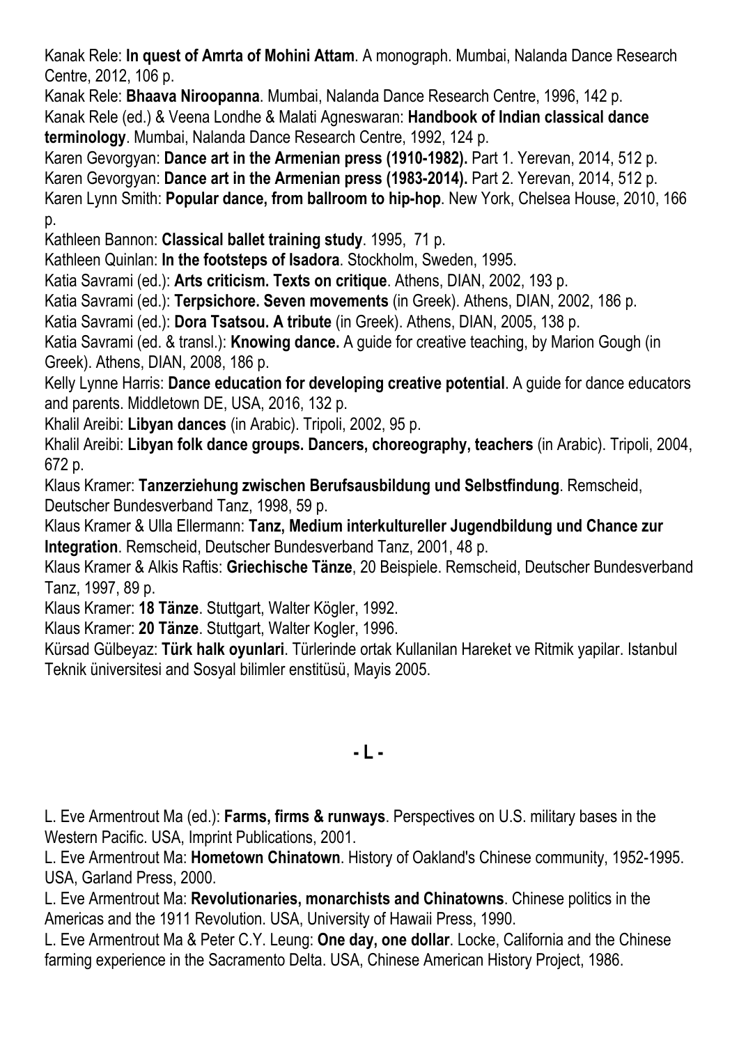Kanak Rele: **In quest of Amrta of Mohini Attam**. A monograph. Mumbai, Nalanda Dance Research Centre, 2012, 106 p.

Kanak Rele: **Bhaava Niroopanna**. Mumbai, Nalanda Dance Research Centre, 1996, 142 p.

Kanak Rele (ed.) & Veena Londhe & Malati Agneswaran: **Handbook of Indian classical dance terminology**. Mumbai, Nalanda Dance Research Centre, 1992, 124 p.

Karen Gevorgyan: **Dance art in the Armenian press (1910-1982).** Part 1. Yerevan, 2014, 512 p.

Karen Gevorgyan: **Dance art in the Armenian press (1983-2014).** Part 2. Yerevan, 2014, 512 p.

Karen Lynn Smith: **Popular dance, from ballroom to hip-hop**. New York, Chelsea House, 2010, 166 p.

Kathleen Bannon: **Classical ballet training study**. 1995, 71 p.

Kathleen Quinlan: **In the footsteps of Isadora**. Stockholm, Sweden, 1995.

Katia Savrami (ed.): **Arts criticism. Texts on critique**. Athens, DIAN, 2002, 193 p.

Katia Savrami (ed.): **Terpsichore. Seven movements** (in Greek). Athens, DIAN, 2002, 186 p.

Katia Savrami (ed.): **Dora Tsatsou. A tribute** (in Greek). Athens, DIAN, 2005, 138 p.

Katia Savrami (ed. & transl.): **Knowing dance.** A guide for creative teaching, by Marion Gough (in Greek). Athens, DIAN, 2008, 186 p.

Kelly Lynne Harris: **Dance education for developing creative potential**. A guide for dance educators and parents. Middletown DE, USA, 2016, 132 p.

Khalil Areibi: **Libyan dances** (in Arabic). Tripoli, 2002, 95 p.

Khalil Areibi: **Libyan folk dance groups. Dancers, choreography, teachers** (in Arabic). Tripoli, 2004, 672 p.

Klaus Kramer: **Tanzerziehung zwischen Berufsausbildung und Selbstfindung**. Remscheid, Deutscher Bundesverband Tanz, 1998, 59 p.

Klaus Kramer & Ulla Ellermann: **Tanz, Medium interkultureller Jugendbildung und Chance zur Integration**. Remscheid, Deutscher Bundesverband Tanz, 2001, 48 p.

Klaus Kramer & Alkis Raftis: **Griechische Tänze**, 20 Beispiele. Remscheid, Deutscher Bundesverband Tanz, 1997, 89 p.

Klaus Kramer: **18 Tänze**. Stuttgart, Walter Kögler, 1992.

Klaus Kramer: **20 Tänze**. Stuttgart, Walter Kogler, 1996.

Kürsad Gülbeyaz: **Türk halk oyunlari**. Türlerinde ortak Kullanilan Hareket ve Ritmik yapilar. Istanbul Teknik üniversitesi and Sosyal bilimler enstitüsü, Mayis 2005.

## - L -

L. Eve Armentrout Ma (ed.): **Farms, firms & runways**. Perspectives on U.S. military bases in the Western Pacific. USA, Imprint Publications, 2001.

L. Eve Armentrout Ma: **Hometown Chinatown**. History of Oakland's Chinese community, 1952-1995. USA, Garland Press, 2000.

L. Eve Armentrout Ma: **Revolutionaries, monarchists and Chinatowns**. Chinese politics in the Americas and the 1911 Revolution. USA, University of Hawaii Press, 1990.

L. Eve Armentrout Ma & Peter C.Y. Leung: **One day, one dollar**. Locke, California and the Chinese farming experience in the Sacramento Delta. USA, Chinese American History Project, 1986.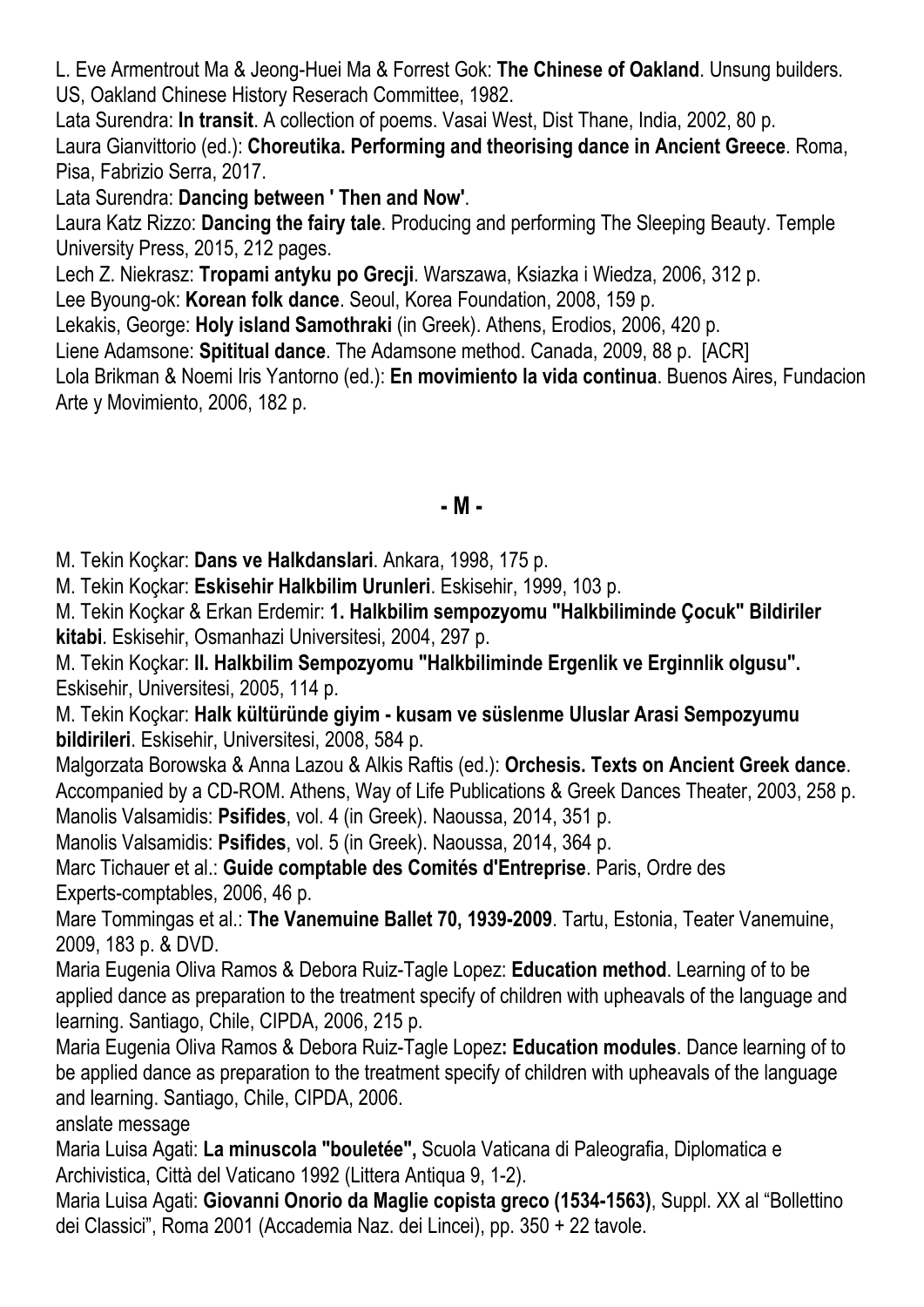L. Eve Armentrout Ma & Jeong-Huei Ma & Forrest Gok: **The Chinese of Oakland**. Unsung builders. US, Oakland Chinese History Reserach Committee, 1982.

Lata Surendra: **In transit**. A collection of poems. Vasai West, Dist Thane, India, 2002, 80 p.

Laura Gianvittorio (ed.): **Choreutika. Performing and theorising dance in Ancient Greece**. Roma, Pisa, Fabrizio Serra, 2017.

Lata Surendra: **Dancing between ' Then and Now'**.

Laura Katz Rizzo: **Dancing the fairy tale**. Producing and performing The Sleeping Beauty. Temple University Press, 2015, 212 pages.

Lech Z. Niekrasz: **Tropami antyku po Grecji**. Warszawa, Ksiazka i Wiedza, 2006, 312 p.

Lee Byoung-ok: **Korean folk dance**. Seoul, Korea Foundation, 2008, 159 p.

Lekakis, George: **Holy island Samothraki** (in Greek). Athens, Erodios, 2006, 420 p.

Liene Adamsone: **Spititual dance**. The Adamsone method. Canada, 2009, 88 p. [ACR]

Lola Brikman & Noemi Iris Yantorno (ed.): **En movimiento la vida continua**. Buenos Aires, Fundacion Arte y Movimiento, 2006, 182 p.

## - M -

M. Tekin Koçkar: **Dans ve Halkdanslari**. Ankara, 1998, 175 p.

M. Tekin Koçkar: **Eskisehir Halkbilim Urunleri**. Eskisehir, 1999, 103 p.

M. Tekin Koçkar & Erkan Erdemir: **1. Halkbilim sempozyomu "Halkbiliminde Çocuk" Bildiriler kitabi**. Eskisehir, Osmanhazi Universitesi, 2004, 297 p.

M. Tekin Koçkar: **II. Halkbilim Sempozyomu "Halkbiliminde Ergenlik ve Erginnlik olgusu".** Eskisehir, Universitesi, 2005, 114 p.

M. Tekin Koçkar: **Halk kültüründe giyim - kusam ve süslenme Uluslar Arasi Sempozyumu bildirileri**. Eskisehir, Universitesi, 2008, 584 p.

Malgorzata Borowska & Anna Lazou & Alkis Raftis (ed.): **Orchesis. Texts on Ancient Greek dance**. Accompanied by a CD-ROM. Athens, Way of Life Publications & Greek Dances Theater, 2003, 258 p.

Manolis Valsamidis: **Psifides**, vol. 4 (in Greek). Naoussa, 2014, 351 p.

Manolis Valsamidis: **Psifides**, vol. 5 (in Greek). Naoussa, 2014, 364 p.

Marc Tichauer et al.: **Guide comptable des Comités d'Entreprise**. Paris, Ordre des Experts-comptables, 2006, 46 p.

Mare Tommingas et al.: **The Vanemuine Ballet 70, 1939-2009**. Tartu, Estonia, Teater Vanemuine, 2009, 183 p. & DVD.

Maria Eugenia Oliva Ramos & Debora Ruiz-Tagle Lopez: **Education method**. Learning of to be applied dance as preparation to the treatment specify of children with upheavals of the language and learning. Santiago, Chile, CIPDA, 2006, 215 p.

Maria Eugenia Oliva Ramos & Debora Ruiz-Tagle Lopez**: Education modules**. Dance learning of to be applied dance as preparation to the treatment specify of children with upheavals of the language and learning. Santiago, Chile, CIPDA, 2006.

anslate message

Maria Luisa Agati: **La minuscola "bouletée",** Scuola Vaticana di Paleografia, Diplomatica e Archivistica, Città del Vaticano 1992 (Littera Antiqua 9, 1-2).

Maria Luisa Agati: **Giovanni Onorio da Maglie copista greco (1534-1563)**, Suppl. XX al "Bollettino dei Classici", Roma 2001 (Accademia Naz. dei Lincei), pp. 350 + 22 tavole.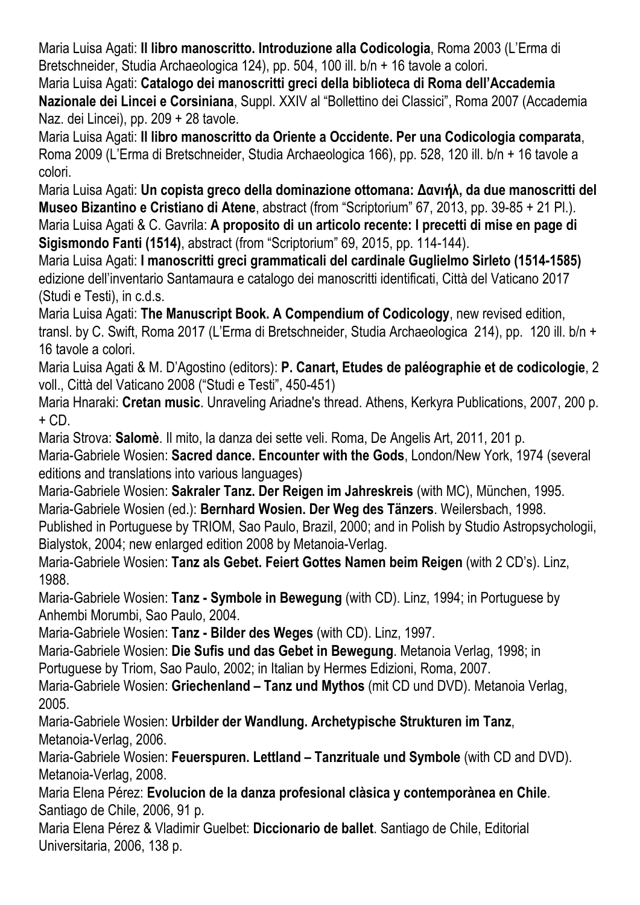Maria Luisa Agati: **Il libro manoscritto. Introduzione alla Codicologia**, Roma 2003 (L'Erma di Bretschneider, Studia Archaeologica 124), pp. 504, 100 ill. b/n + 16 tavole a colori.

Maria Luisa Agati: **Catalogo dei manoscritti greci della biblioteca di Roma dell'Accademia Nazionale dei Lincei e Corsiniana**, Suppl. XXIV al "Bollettino dei Classici", Roma 2007 (Accademia Naz. dei Lincei), pp. 209 + 28 tavole.

Maria Luisa Agati: **Il libro manoscritto da Oriente a Occidente. Per una Codicologia comparata**, Roma 2009 (L'Erma di Bretschneider, Studia Archaeologica 166), pp. 528, 120 ill. b/n + 16 tavole a colori.

Maria Luisa Agati: **Un copista greco della dominazione ottomana: Δανιήλ, da due manoscritti del Museo Bizantino e Cristiano di Atene**, abstract (from "Scriptorium" 67, 2013, pp. 39-85 + 21 Pl.).

Maria Luisa Agati & C. Gavrila: **A proposito di un articolo recente: I precetti di mise en page di Sigismondo Fanti (1514)**, abstract (from "Scriptorium" 69, 2015, pp. 114-144).

Maria Luisa Agati: **I manoscritti greci grammaticali del cardinale Guglielmo Sirleto (1514-1585)** edizione dell'inventario Santamaura e catalogo dei manoscritti identificati, Città del Vaticano 2017 (Studi e Testi), in c.d.s.

Maria Luisa Agati: **The Manuscript Book. A Compendium of Codicology**, new revised edition, transl. by C. Swift, Roma 2017 (L'Erma di Bretschneider, Studia Archaeologica 214), pp. 120 ill. b/n + 16 tavole a colori.

Maria Luisa Agati & M. D'Agostino (editors): **P. Canart, Etudes de paléographie et de codicologie**, 2 voll., Città del Vaticano 2008 ("Studi e Testi", 450-451)

Maria Hnaraki: **Cretan music**. Unraveling Ariadne's thread. Athens, Kerkyra Publications, 2007, 200 p. + CD.

Maria Strova: **Salomè**. Il mito, la danza dei sette veli. Roma, De Angelis Art, 2011, 201 p.

Maria-Gabriele Wosien: **Sacred dance. Encounter with the Gods**, London/New York, 1974 (several editions and translations into various languages)

Maria-Gabriele Wosien: **Sakraler Tanz. Der Reigen im Jahreskreis** (with MC), München, 1995.

Maria-Gabriele Wosien (ed.): **Bernhard Wosien. Der Weg des Tänzers**. Weilersbach, 1998. Published in Portuguese by TRIOM, Sao Paulo, Brazil, 2000; and in Polish by Studio Astropsychologii, Bialystok, 2004; new enlarged edition 2008 by Metanoia-Verlag.

Maria-Gabriele Wosien: **Tanz als Gebet. Feiert Gottes Namen beim Reigen** (with 2 CD's). Linz, 1988.

Maria-Gabriele Wosien: **Tanz - Symbole in Bewegung** (with CD). Linz, 1994; in Portuguese by Anhembi Morumbi, Sao Paulo, 2004.

Maria-Gabriele Wosien: **Tanz - Bilder des Weges** (with CD). Linz, 1997.

Maria-Gabriele Wosien: **Die Sufis und das Gebet in Bewegung**. Metanoia Verlag, 1998; in Portuguese by Triom, Sao Paulo, 2002; in Italian by Hermes Edizioni, Roma, 2007.

Maria-Gabriele Wosien: **Griechenland – Tanz und Mythos** (mit CD und DVD). Metanoia Verlag, 2005.

Maria-Gabriele Wosien: **Urbilder der Wandlung. Archetypische Strukturen im Tanz**, Metanoia-Verlag, 2006.

Maria-Gabriele Wosien: **Feuerspuren. Lettland – Tanzrituale und Symbole** (with CD and DVD). Metanoia-Verlag, 2008.

Maria Elena Pérez: **Evolucion de la danza profesional clàsica y contemporànea en Chile**. Santiago de Chile, 2006, 91 p.

Maria Elena Pérez & Vladimir Guelbet: **Diccionario de ballet**. Santiago de Chile, Editorial Universitaria, 2006, 138 p.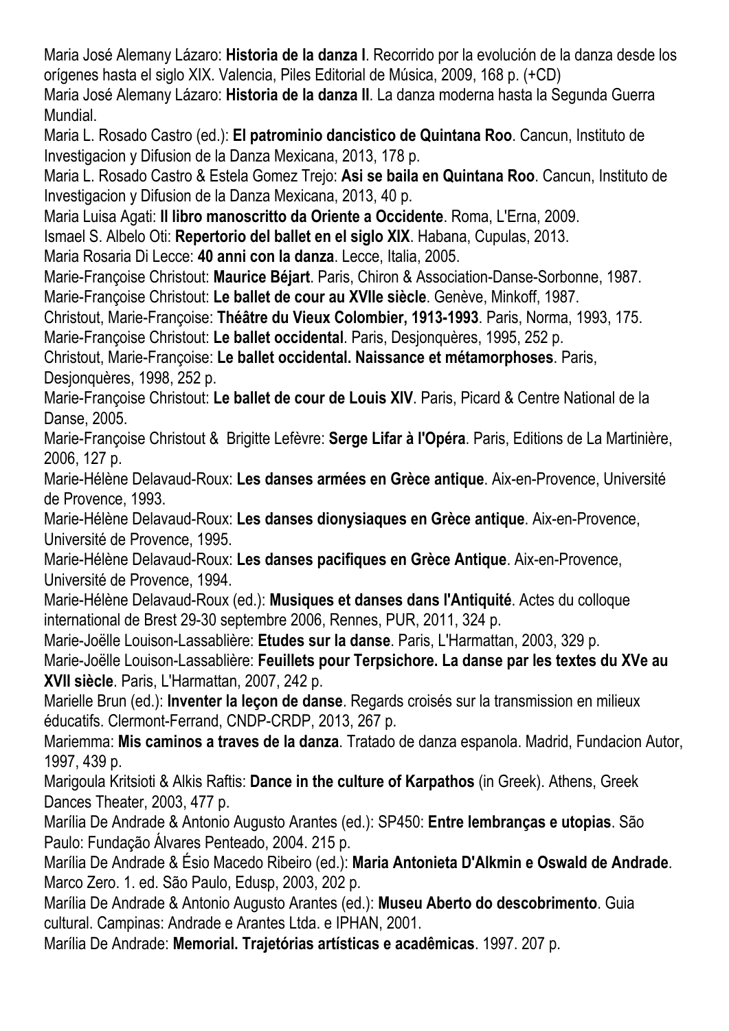Maria José Alemany Lázaro: **Historia de la danza I**. Recorrido por la evolución de la danza desde los orígenes hasta el siglo XIX. Valencia, Piles Editorial de Música, 2009, 168 p. (+CD)

Maria José Alemany Lázaro: **Historia de la danza II**. La danza moderna hasta la Segunda Guerra Mundial.

Maria L. Rosado Castro (ed.): **El patrominio dancistico de Quintana Roo**. Cancun, Instituto de Investigacion y Difusion de la Danza Mexicana, 2013, 178 p.

Maria L. Rosado Castro & Estela Gomez Trejo: **Asi se baila en Quintana Roo**. Cancun, Instituto de Investigacion y Difusion de la Danza Mexicana, 2013, 40 p.

Maria Luisa Agati: **Il libro manoscritto da Oriente a Occidente**. Roma, L'Erna, 2009.

Ismael S. Albelo Oti: **Repertorio del ballet en el siglo XIX**. Habana, Cupulas, 2013.

Maria Rosaria Di Lecce: **40 anni con la danza**. Lecce, Italia, 2005.

Marie-Françoise Christout: **Maurice Béjart**. Paris, Chiron & Association-Danse-Sorbonne, 1987.

Marie-Françoise Christout: **Le ballet de cour au XVIIe siècle**. Genève, Minkoff, 1987.

Christout, Marie-Françoise: **Théâtre du Vieux Colombier, 1913-1993**. Paris, Norma, 1993, 175.

Marie-Françoise Christout: **Le ballet occidental**. Paris, Desjonquères, 1995, 252 p.

Christout, Marie-Françoise: **Le ballet occidental. Naissance et métamorphoses**. Paris, Desjonquères, 1998, 252 p.

Marie-Françoise Christout: **Le ballet de cour de Louis XIV**. Paris, Picard & Centre National de la Danse, 2005.

Marie-Françoise Christout & Brigitte Lefèvre: **Serge Lifar à l'Opéra**. Paris, Editions de La Martinière, 2006, 127 p.

Marie-Hélène Delavaud-Roux: **Les danses armées en Grèce antique**. Aix-en-Provence, Université de Provence, 1993.

Marie-Hélène Delavaud-Roux: **Les danses dionysiaques en Grèce antique**. Aix-en-Provence, Université de Provence, 1995.

Marie-Hélène Delavaud-Roux: **Les danses pacifiques en Grèce Antique**. Aix-en-Provence, Université de Provence, 1994.

Marie-Hélène Delavaud-Roux (ed.): **Musiques et danses dans l'Antiquité**. Actes du colloque international de Brest 29-30 septembre 2006, Rennes, PUR, 2011, 324 p.

Marie-Joëlle Louison-Lassablière: **Etudes sur la danse**. Paris, L'Harmattan, 2003, 329 p.

Marie-Joëlle Louison-Lassablière: **Feuillets pour Terpsichore. La danse par les textes du XVe au XVII siècle**. Paris, L'Harmattan, 2007, 242 p.

Marielle Brun (ed.): **Inventer la leçon de danse**. Regards croisés sur la transmission en milieux éducatifs. Clermont-Ferrand, CNDP-CRDP, 2013, 267 p.

Mariemma: **Mis caminos a traves de la danza**. Tratado de danza espanola. Madrid, Fundacion Autor, 1997, 439 p.

Marigoula Kritsioti & Alkis Raftis: **Dance in the culture of Karpathos** (in Greek). Athens, Greek Dances Theater, 2003, 477 p.

Marília De Andrade & Antonio Augusto Arantes (ed.): SP450: **Entre lembranças e utopias**. São Paulo: Fundação Álvares Penteado, 2004. 215 p.

Marília De Andrade & Ésio Macedo Ribeiro (ed.): **Maria Antonieta D'Alkmin e Oswald de Andrade**. Marco Zero. 1. ed. São Paulo, Edusp, 2003, 202 p.

Marília De Andrade & Antonio Augusto Arantes (ed.): **Museu Aberto do descobrimento**. Guia cultural. Campinas: Andrade e Arantes Ltda. e IPHAN, 2001.

Marília De Andrade: **Memorial. Trajetórias artísticas e acadêmicas**. 1997. 207 p.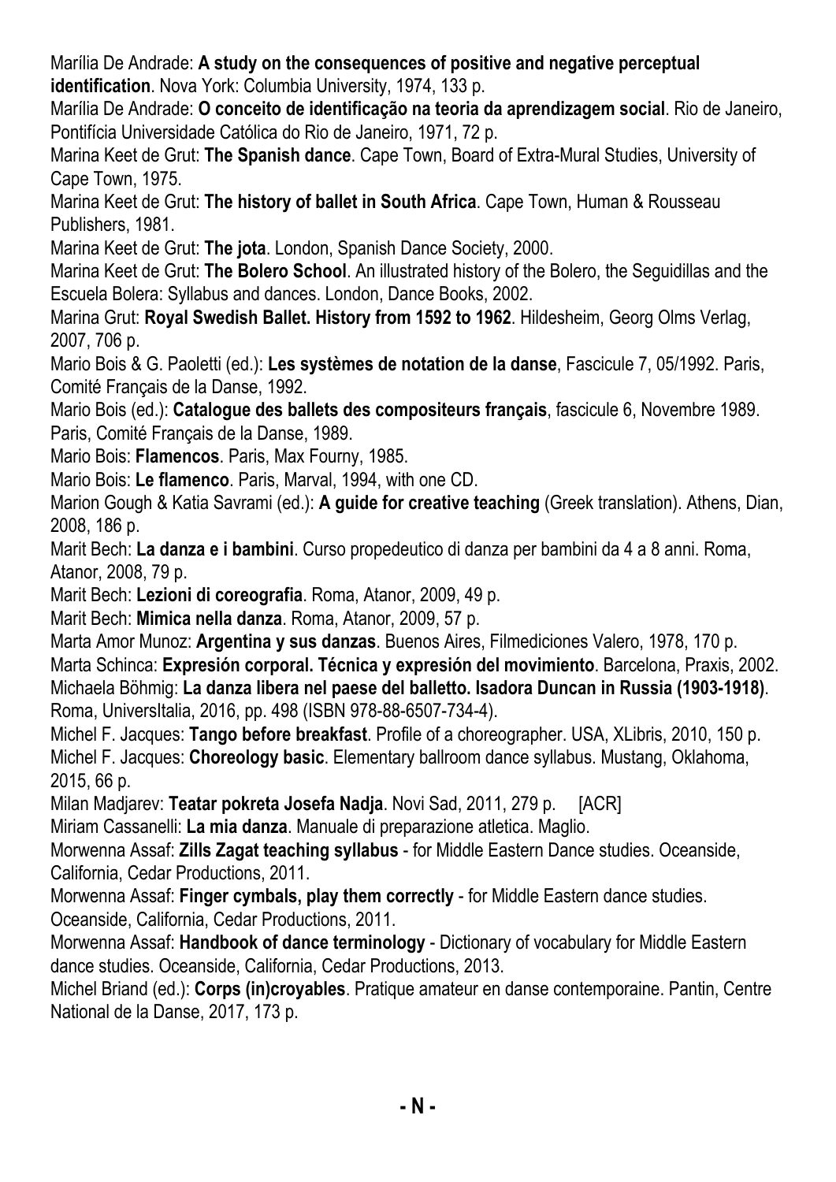Marília De Andrade: **A study on the consequences of positive and negative perceptual identification**. Nova York: Columbia University, 1974, 133 p.

Marília De Andrade: **O conceito de identificação na teoria da aprendizagem social**. Rio de Janeiro, Pontifícia Universidade Católica do Rio de Janeiro, 1971, 72 p.

Marina Keet de Grut: **The Spanish dance**. Cape Town, Board of Extra-Mural Studies, University of Cape Town, 1975.

Marina Keet de Grut: **The history of ballet in South Africa**. Cape Town, Human & Rousseau Publishers, 1981.

Marina Keet de Grut: **The jota**. London, Spanish Dance Society, 2000.

Marina Keet de Grut: **The Bolero School**. An illustrated history of the Bolero, the Seguidillas and the Escuela Bolera: Syllabus and dances. London, Dance Books, 2002.

Marina Grut: **Royal Swedish Ballet. History from 1592 to 1962**. Hildesheim, Georg Olms Verlag, 2007, 706 p.

Mario Bois & G. Paoletti (ed.): **Les systèmes de notation de la danse**, Fascicule 7, 05/1992. Paris, Comité Français de la Danse, 1992.

Mario Bois (ed.): **Catalogue des ballets des compositeurs français**, fascicule 6, Novembre 1989. Paris, Comité Français de la Danse, 1989.

Mario Bois: **Flamencos**. Paris, Max Fourny, 1985.

Mario Bois: **Le flamenco**. Paris, Marval, 1994, with one CD.

Marion Gough & Katia Savrami (ed.): **A guide for creative teaching** (Greek translation). Athens, Dian, 2008, 186 p.

Marit Bech: **La danza e i bambini**. Curso propedeutico di danza per bambini da 4 a 8 anni. Roma, Atanor, 2008, 79 p.

Marit Bech: **Lezioni di coreografia**. Roma, Atanor, 2009, 49 p.

Marit Bech: **Mimica nella danza**. Roma, Atanor, 2009, 57 p.

Marta Amor Munoz: **Argentina y sus danzas**. Buenos Aires, Filmediciones Valero, 1978, 170 p.

Marta Schinca: **Expresión corporal. Técnica y expresión del movimiento**. Barcelona, Praxis, 2002.

Michaela Böhmig: **La danza libera nel paese del balletto. Isadora Duncan in Russia (1903-1918)**. Roma, UniversItalia, 2016, pp. 498 (ISBN 978-88-6507-734-4).

Michel F. Jacques: **Tango before breakfast**. Profile of a choreographer. USA, XLibris, 2010, 150 p.

Michel F. Jacques: **Choreology basic**. Elementary ballroom dance syllabus. Mustang, Oklahoma, 2015, 66 p.

Milan Madjarev: **Teatar pokreta Josefa Nadja**. Novi Sad, 2011, 279 p. [ACR]

Miriam Cassanelli: **La mia danza**. Manuale di preparazione atletica. Maglio.

Morwenna Assaf: **Zills Zagat teaching syllabus** - for Middle Eastern Dance studies. Oceanside, California, Cedar Productions, 2011.

Morwenna Assaf: **Finger cymbals, play them correctly** - for Middle Eastern dance studies. Oceanside, California, Cedar Productions, 2011.

Morwenna Assaf: **Handbook of dance terminology** - Dictionary of vocabulary for Middle Eastern dance studies. Oceanside, California, Cedar Productions, 2013.

Michel Briand (ed.): **Corps (in)croyables**. Pratique amateur en danse contemporaine. Pantin, Centre National de la Danse, 2017, 173 p.

## - N -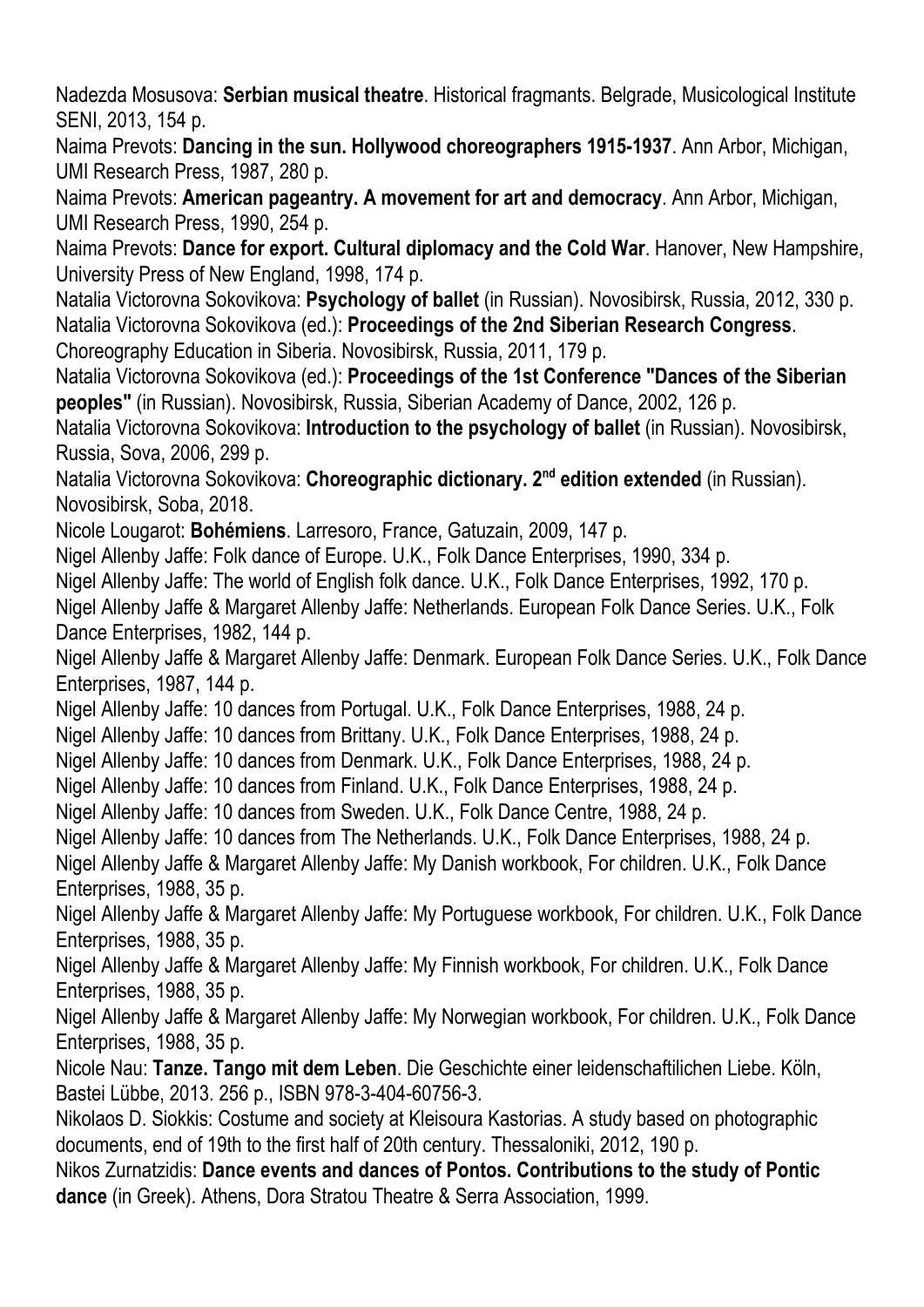Nadezda Mosusova: **Serbian musical theatre**. Historical fragmants. Belgrade, Musicological Institute SENI, 2013, 154 p.

Naima Prevots: **Dancing in the sun. Hollywood choreographers 1915-1937**. Ann Arbor, Michigan, UMI Research Press, 1987, 280 p.

Naima Prevots: **American pageantry. A movement for art and democracy**. Ann Arbor, Michigan, UMI Research Press, 1990, 254 p.

Naima Prevots: **Dance for export. Cultural diplomacy and the Cold War**. Hanover, New Hampshire, University Press of New England, 1998, 174 p.

Natalia Victorovna Sokovikova: **Psychology of ballet** (in Russian). Novosibirsk, Russia, 2012, 330 p.

Natalia Victorovna Sokovikova (ed.): **Proceedings of the 2nd Siberian Research Congress**. Choreography Education in Siberia. Novosibirsk, Russia, 2011, 179 p.

Natalia Victorovna Sokovikova (ed.): **Proceedings of the 1st Conference "Dances of the Siberian peoples"** (in Russian). Novosibirsk, Russia, Siberian Academy of Dance, 2002, 126 p.

Natalia Victorovna Sokovikova: **Introduction to the psychology of ballet** (in Russian). Novosibirsk, Russia, Sova, 2006, 299 p.

Natalia Victorovna Sokovikova: **Choreographic dictionary. 2nd edition extended** (in Russian). Novosibirsk, Soba, 2018.

Nicole Lougarot: **Bohémiens**. Larresoro, France, Gatuzain, 2009, 147 p.

Nigel Allenby Jaffe: Folk dance of Europe. U.K., Folk Dance Enterprises, 1990, 334 p.

Nigel Allenby Jaffe: The world of English folk dance. U.K., Folk Dance Enterprises, 1992, 170 p.

Nigel Allenby Jaffe & Margaret Allenby Jaffe: Netherlands. European Folk Dance Series. U.K., Folk Dance Enterprises, 1982, 144 p.

Nigel Allenby Jaffe & Margaret Allenby Jaffe: Denmark. European Folk Dance Series. U.K., Folk Dance Enterprises, 1987, 144 p.

Nigel Allenby Jaffe: 10 dances from Portugal. U.K., Folk Dance Enterprises, 1988, 24 p.

Nigel Allenby Jaffe: 10 dances from Brittany. U.K., Folk Dance Enterprises, 1988, 24 p.

Nigel Allenby Jaffe: 10 dances from Denmark. U.K., Folk Dance Enterprises, 1988, 24 p.

Nigel Allenby Jaffe: 10 dances from Finland. U.K., Folk Dance Enterprises, 1988, 24 p.

Nigel Allenby Jaffe: 10 dances from Sweden. U.K., Folk Dance Centre, 1988, 24 p.

Nigel Allenby Jaffe: 10 dances from The Netherlands. U.K., Folk Dance Enterprises, 1988, 24 p.

Nigel Allenby Jaffe & Margaret Allenby Jaffe: My Danish workbook, For children. U.K., Folk Dance Enterprises, 1988, 35 p.

Nigel Allenby Jaffe & Margaret Allenby Jaffe: My Portuguese workbook, For children. U.K., Folk Dance Enterprises, 1988, 35 p.

Nigel Allenby Jaffe & Margaret Allenby Jaffe: My Finnish workbook, For children. U.K., Folk Dance Enterprises, 1988, 35 p.

Nigel Allenby Jaffe & Margaret Allenby Jaffe: My Norwegian workbook, For children. U.K., Folk Dance Enterprises, 1988, 35 p.

Nicole Nau: **Tanze. Tango mit dem Leben**. Die Geschichte einer leidenschaftilichen Liebe. Köln, Bastei Lübbe, 2013. 256 p., ISBN 978-3-404-60756-3.

Nikolaos D. Siokkis: Costume and society at Kleisoura Kastorias. A study based on photographic documents, end of 19th to the first half of 20th century. Thessaloniki, 2012, 190 p.

Nikos Zurnatzidis: **Dance events and dances of Pontos. Contributions to the study of Pontic dance** (in Greek). Athens, Dora Stratou Theatre & Serra Association, 1999.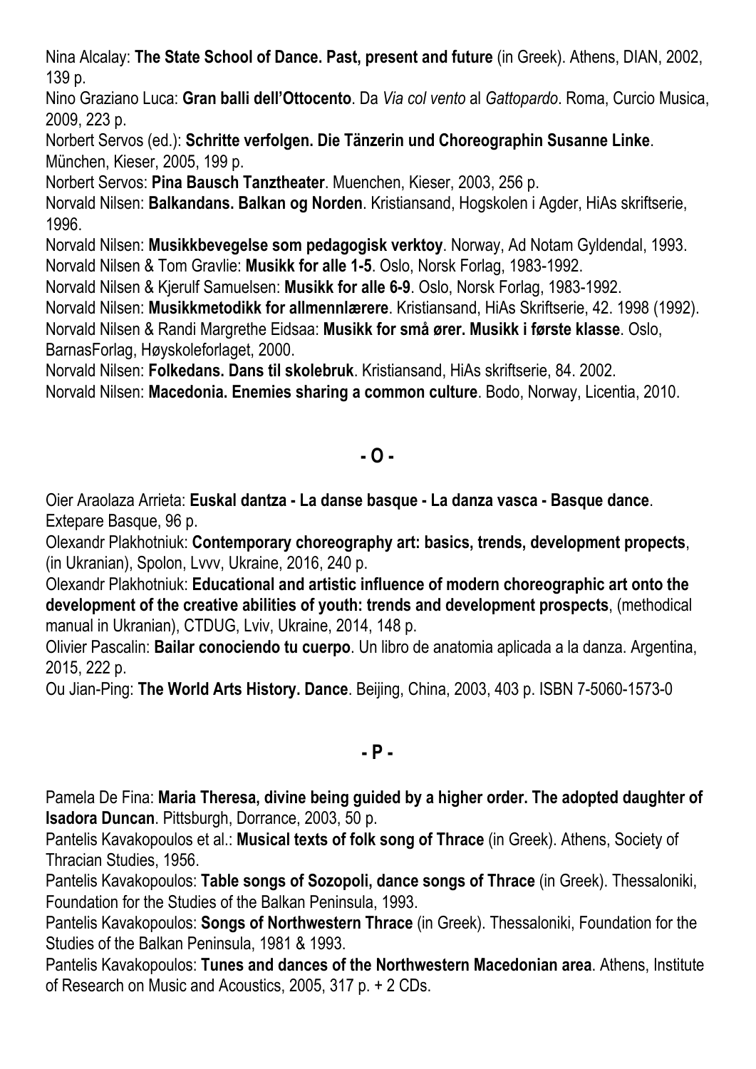Nina Alcalay: **The State School of Dance. Past, present and future** (in Greek). Athens, DIAN, 2002, 139 p.

Nino Graziano Luca: **Gran balli dell'Ottocento**. Da *Via col vento* al *Gattopardo*. Roma, Curcio Musica, 2009, 223 p.

Norbert Servos (ed.): **Schritte verfolgen. Die Tänzerin und Choreographin Susanne Linke**. München, Kieser, 2005, 199 p.

Norbert Servos: **Pina Bausch Tanztheater**. Muenchen, Kieser, 2003, 256 p.

Norvald Nilsen: **Balkandans. Balkan og Norden**. Kristiansand, Hogskolen i Agder, HiAs skriftserie, 1996.

Norvald Nilsen: **Musikkbevegelse som pedagogisk verktoy**. Norway, Ad Notam Gyldendal, 1993.

Norvald Nilsen & Tom Gravlie: **Musikk for alle 1-5**. Oslo, Norsk Forlag, 1983-1992.

Norvald Nilsen & Kjerulf Samuelsen: **Musikk for alle 6-9**. Oslo, Norsk Forlag, 1983-1992.

Norvald Nilsen: **Musikkmetodikk for allmennlærere**. Kristiansand, HiAs Skriftserie, 42. 1998 (1992).

Norvald Nilsen & Randi Margrethe Eidsaa: **Musikk for små ører. Musikk i første klasse**. Oslo, BarnasForlag, Høyskoleforlaget, 2000.

Norvald Nilsen: **Folkedans. Dans til skolebruk**. Kristiansand, HiAs skriftserie, 84. 2002.

Norvald Nilsen: **Macedonia. Enemies sharing a common culture**. Bodo, Norway, Licentia, 2010.

## - O -

Oier Araolaza Arrieta: **Euskal dantza - La danse basque - La danza vasca - Basque dance**. Extepare Basque, 96 p.

Olexandr Plakhotniuk: **Contemporary choreography art: basics, trends, development propects**, (in Ukranian), Spolon, Lvvv, Ukraine, 2016, 240 p.

Olexandr Plakhotniuk: **Educational and artistic influence of modern choreographic art onto the development of the creative abilities of youth: trends and development prospects**, (methodical manual in Ukranian), CTDUG, Lviv, Ukraine, 2014, 148 p.

Olivier Pascalin: **Bailar conociendo tu cuerpo**. Un libro de anatomia aplicada a la danza. Argentina, 2015, 222 p.

Ou Jian-Ping: **The World Arts History. Dance**. Beijing, China, 2003, 403 p. ISBN 7-5060-1573-0

## - P -

Pamela De Fina: **Maria Theresa, divine being guided by a higher order. The adopted daughter of Isadora Duncan**. Pittsburgh, Dorrance, 2003, 50 p.

Pantelis Kavakopoulos et al.: **Musical texts of folk song of Thrace** (in Greek). Athens, Society of Thracian Studies, 1956.

Pantelis Kavakopoulos: **Table songs of Sozopoli, dance songs of Thrace** (in Greek). Thessaloniki, Foundation for the Studies of the Balkan Peninsula, 1993.

Pantelis Kavakopoulos: **Songs of Northwestern Thrace** (in Greek). Thessaloniki, Foundation for the Studies of the Balkan Peninsula, 1981 & 1993.

Pantelis Kavakopoulos: **Tunes and dances of the Northwestern Macedonian area**. Athens, Institute of Research on Music and Acoustics, 2005, 317 p. + 2 CDs.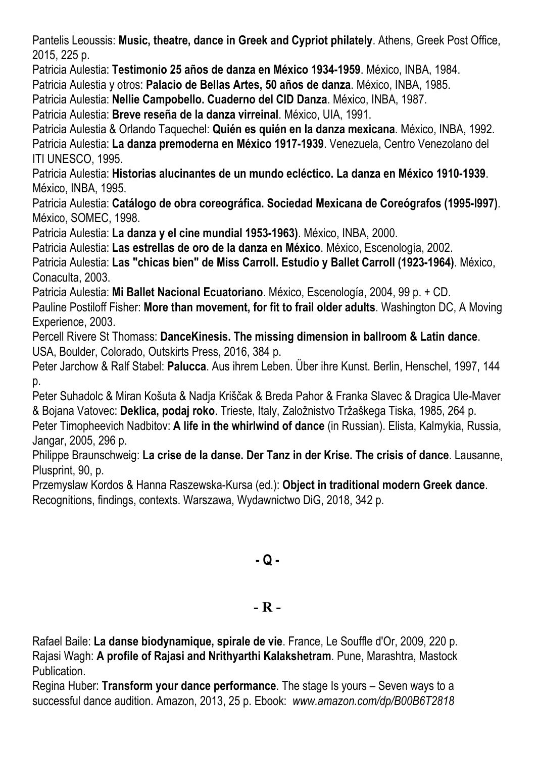Pantelis Leoussis: **Music, theatre, dance in Greek and Cypriot philately**. Athens, Greek Post Office, 2015, 225 p.

Patricia Aulestia: **Testimonio 25 años de danza en México 1934-1959**. México, INBA, 1984.

Patricia Aulestia y otros: **Palacio de Bellas Artes, 50 años de danza**. México, INBA, 1985.

Patricia Aulestia: **Nellie Campobello. Cuaderno del CID Danza**. México, INBA, 1987.

Patricia Aulestia: **Breve reseña de la danza virreinal**. México, UIA, 1991.

Patricia Aulestia & Orlando Taquechel: **Quién es quién en la danza mexicana**. México, INBA, 1992.

Patricia Aulestia: **La danza premoderna en México 1917-1939**. Venezuela, Centro Venezolano del ITI UNESCO, 1995.

Patricia Aulestia: **Historias alucinantes de un mundo ecléctico. La danza en México 1910-1939**. México, INBA, 1995.

Patricia Aulestia: **Catálogo de obra coreográfica. Sociedad Mexicana de Coreógrafos (1995-l997)**. México, SOMEC, 1998.

Patricia Aulestia: **La danza y el cine mundial 1953-1963)**. México, INBA, 2000.

Patricia Aulestia: **Las estrellas de oro de la danza en México**. México, Escenología, 2002.

Patricia Aulestia: **Las "chicas bien" de Miss Carroll. Estudio y Ballet Carroll (1923-1964)**. México, Conaculta, 2003.

Patricia Aulestia: **Mi Ballet Nacional Ecuatoriano**. México, Escenología, 2004, 99 p. + CD.

Pauline Postiloff Fisher: **More than movement, for fit to frail older adults**. Washington DC, A Moving Experience, 2003.

Percell Rivere St Thomass: **DanceKinesis. The missing dimension in ballroom & Latin dance**. USA, Boulder, Colorado, Outskirts Press, 2016, 384 p.

Peter Jarchow & Ralf Stabel: **Palucca**. Aus ihrem Leben. Über ihre Kunst. Berlin, Henschel, 1997, 144 p.

Peter Suhadolc & Miran Košuta & Nadja Kriščak & Breda Pahor & Franka Slavec & Dragica Ule-Maver & Bojana Vatovec: **Deklica, podaj roko**. Trieste, Italy, Založnistvo Tržaškega Tiska, 1985, 264 p.

Peter Timopheevich Nadbitov: **A life in the whirlwind of dance** (in Russian). Elista, Kalmykia, Russia, Jangar, 2005, 296 p.

Philippe Braunschweig: **La crise de la danse. Der Tanz in der Krise. The crisis of dance**. Lausanne, Plusprint, 90, p.

Przemyslaw Kordos & Hanna Raszewska-Kursa (ed.): **Object in traditional modern Greek dance**. Recognitions, findings, contexts. Warszawa, Wydawnictwo DiG, 2018, 342 p.

## - Q -

## - R -

Rafael Baile: **La danse biodynamique, spirale de vie**. France, Le Souffle d'Or, 2009, 220 p.

Rajasi Wagh: **A profile of Rajasi and Nrithyarthi Kalakshetram**. Pune, Marashtra, Mastock Publication.

Regina Huber: **Transform your dance performance**. The stage Is yours – Seven ways to a successful dance audition. Amazon, 2013, 25 p. Ebook: *www.amazon.com/dp/B00B6T2818*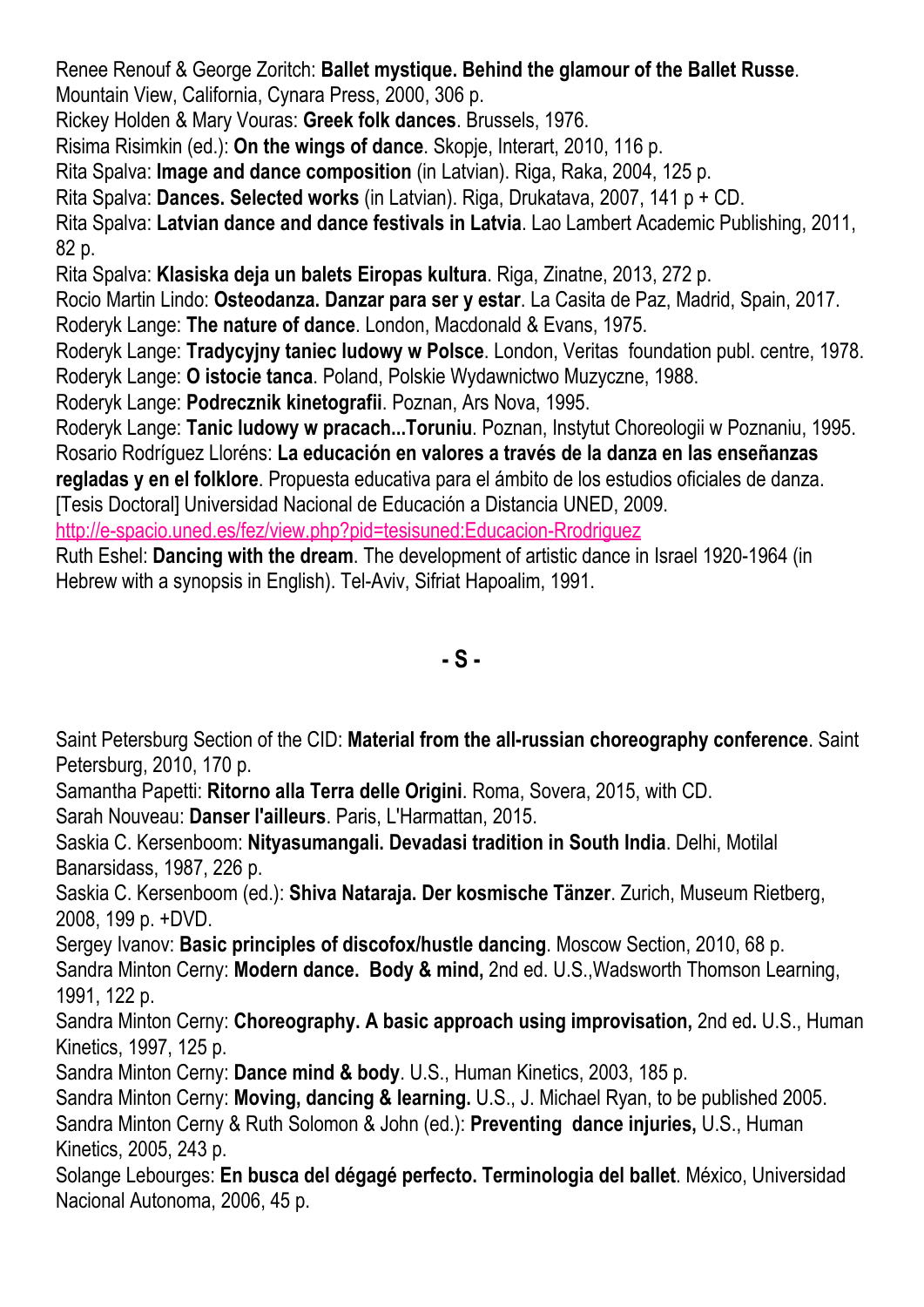Renee Renouf & George Zoritch: **Ballet mystique. Behind the glamour of the Ballet Russe**. Mountain View, California, Cynara Press, 2000, 306 p.
Rickey Holden & Mary Vouras: **Greek folk dances**. Brussels, 1976.
Risima Risimkin (ed.): **On the wings of dance**. Skopje, Interart, 2010, 116 p.
Rita Spalva: **Image and dance composition** (in Latvian). Riga, Raka, 2004, 125 p.
Rita Spalva: **Dances. Selected works** (in Latvian). Riga, Drukatava, 2007, 141 p + CD.
Rita Spalva: **Latvian dance and dance festivals in Latvia**. Lao Lambert Academic Publishing, 2011, 82 p.
Rita Spalva: **Klasiska deja un balets Eiropas kultura**. Riga, Zinatne, 2013, 272 p.
Rocio Martin Lindo: **Osteodanza. Danzar para ser y estar**. La Casita de Paz, Madrid, Spain, 2017.
Roderyk Lange: **The nature of dance**. London, Macdonald & Evans, 1975.
Roderyk Lange: **Tradycyjny taniec ludowy w Polsce**. London, Veritas foundation publ. centre, 1978.
Roderyk Lange: **O istocie tanca**. Poland, Polskie Wydawnictwo Muzyczne, 1988.
Roderyk Lange: **Podrecznik kinetografii**. Poznan, Ars Nova, 1995.
Roderyk Lange: **Tanic ludowy w pracach...Toruniu**. Poznan, Instytut Choreologii w Poznaniu, 1995.
Rosario Rodríguez Lloréns: **La educación en valores a través de la danza en las enseñanzas regladas y en el folklore**. Propuesta educativa para el ámbito de los estudios oficiales de danza. [Tesis Doctoral] Universidad Nacional de Educación a Distancia UNED, 2009.
http://e-spacio.uned.es/fez/view.php?pid=tesisuned:Educacion-Rrodriguez
Ruth Eshel: **Dancing with the dream**. The development of artistic dance in Israel 1920-1964 (in Hebrew with a synopsis in English). Tel-Aviv, Sifriat Hapoalim, 1991.

## - S -

Saint Petersburg Section of the CID: **Material from the all-russian choreography conference**. Saint Petersburg, 2010, 170 p.
Samantha Papetti: **Ritorno alla Terra delle Origini**. Roma, Sovera, 2015, with CD.
Sarah Nouveau: **Danser l'ailleurs**. Paris, L'Harmattan, 2015.
Saskia C. Kersenboom: **Nityasumangali. Devadasi tradition in South India**. Delhi, Motilal Banarsidass, 1987, 226 p.
Saskia C. Kersenboom (ed.): **Shiva Nataraja. Der kosmische Tänzer**. Zurich, Museum Rietberg, 2008, 199 p. +DVD.
Sergey Ivanov: **Basic principles of discofox/hustle dancing**. Moscow Section, 2010, 68 p.
Sandra Minton Cerny: **Modern dance. Body & mind,** 2nd ed. U.S.,Wadsworth Thomson Learning, 1991, 122 p.
Sandra Minton Cerny: **Choreography. A basic approach using improvisation,** 2nd ed**.** U.S., Human Kinetics, 1997, 125 p.
Sandra Minton Cerny: **Dance mind & body**. U.S., Human Kinetics, 2003, 185 p.
Sandra Minton Cerny: **Moving, dancing & learning.** U.S., J. Michael Ryan, to be published 2005.
Sandra Minton Cerny & Ruth Solomon & John (ed.): **Preventing dance injuries,** U.S., Human Kinetics, 2005, 243 p.
Solange Lebourges: **En busca del dégagé perfecto. Terminologia del ballet**. México, Universidad Nacional Autonoma, 2006, 45 p.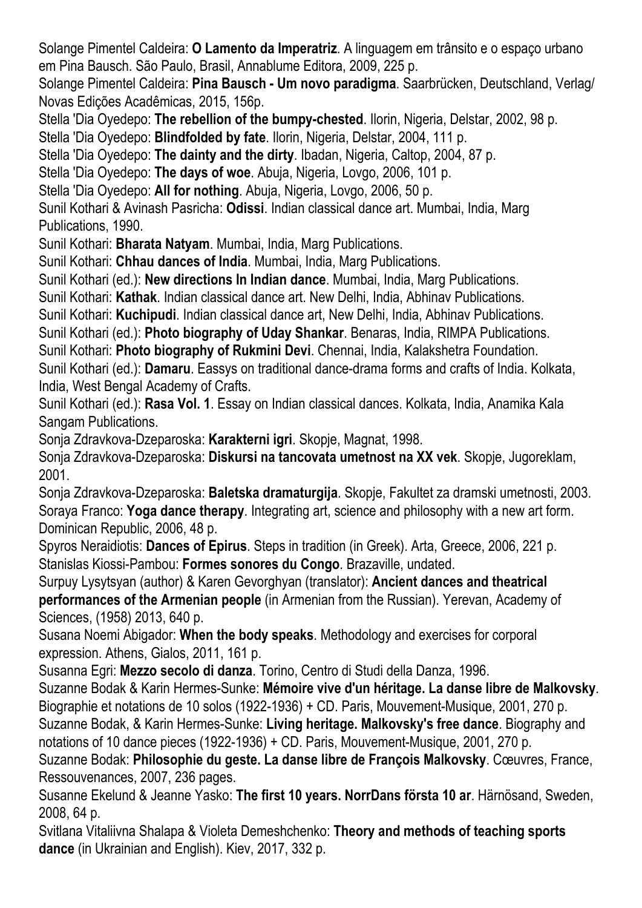Solange Pimentel Caldeira: **O Lamento da Imperatriz**. A linguagem em trânsito e o espaço urbano em Pina Bausch. São Paulo, Brasil, Annablume Editora, 2009, 225 p.

Solange Pimentel Caldeira: **Pina Bausch - Um novo paradigma**. Saarbrücken, Deutschland, Verlag/ Novas Edições Acadêmicas, 2015, 156p.

Stella 'Dia Oyedepo: **The rebellion of the bumpy-chested**. Ilorin, Nigeria, Delstar, 2002, 98 p.

Stella 'Dia Oyedepo: **Blindfolded by fate**. Ilorin, Nigeria, Delstar, 2004, 111 p.

Stella 'Dia Oyedepo: **The dainty and the dirty**. Ibadan, Nigeria, Caltop, 2004, 87 p.

Stella 'Dia Oyedepo: **The days of woe**. Abuja, Nigeria, Lovgo, 2006, 101 p.

Stella 'Dia Oyedepo: **All for nothing**. Abuja, Nigeria, Lovgo, 2006, 50 p.

Sunil Kothari & Avinash Pasricha: **Odissi**. Indian classical dance art. Mumbai, India, Marg Publications, 1990.

Sunil Kothari: **Bharata Natyam**. Mumbai, India, Marg Publications.

Sunil Kothari: **Chhau dances of India**. Mumbai, India, Marg Publications.

Sunil Kothari (ed.): **New directions In Indian dance**. Mumbai, India, Marg Publications.

Sunil Kothari: **Kathak**. Indian classical dance art. New Delhi, India, Abhinav Publications.

Sunil Kothari: **Kuchipudi**. Indian classical dance art, New Delhi, India, Abhinav Publications.

Sunil Kothari (ed.): **Photo biography of Uday Shankar**. Benaras, India, RIMPA Publications.

Sunil Kothari: **Photo biography of Rukmini Devi**. Chennai, India, Kalakshetra Foundation.

Sunil Kothari (ed.): **Damaru**. Eassys on traditional dance-drama forms and crafts of India. Kolkata, India, West Bengal Academy of Crafts.

Sunil Kothari (ed.): **Rasa Vol. 1**. Essay on Indian classical dances. Kolkata, India, Anamika Kala Sangam Publications.

Sonja Zdravkova-Dzeparoska: **Karakterni igri**. Skopje, Magnat, 1998.

Sonja Zdravkova-Dzeparoska: **Diskursi na tancovata umetnost na XX vek**. Skopje, Jugoreklam, 2001.

Sonja Zdravkova-Dzeparoska: **Baletska dramaturgija**. Skopje, Fakultet za dramski umetnosti, 2003.

Soraya Franco: **Yoga dance therapy**. Integrating art, science and philosophy with a new art form. Dominican Republic, 2006, 48 p.

Spyros Neraidiotis: **Dances of Epirus**. Steps in tradition (in Greek). Arta, Greece, 2006, 221 p.

Stanislas Kiossi-Pambou: **Formes sonores du Congo**. Brazaville, undated.

Surpuy Lysytsyan (author) & Karen Gevorghyan (translator): **Ancient dances and theatrical performances of the Armenian people** (in Armenian from the Russian). Yerevan, Academy of Sciences, (1958) 2013, 640 p.

Susana Noemi Abigador: **When the body speaks**. Methodology and exercises for corporal expression. Athens, Gialos, 2011, 161 p.

Susanna Egri: **Mezzo secolo di danza**. Torino, Centro di Studi della Danza, 1996.

Suzanne Bodak & Karin Hermes-Sunke: **Mémoire vive d'un héritage. La danse libre de Malkovsky**. Biographie et notations de 10 solos (1922-1936) + CD. Paris, Mouvement-Musique, 2001, 270 p.

Suzanne Bodak, & Karin Hermes-Sunke: **Living heritage. Malkovsky's free dance**. Biography and notations of 10 dance pieces (1922-1936) + CD. Paris, Mouvement-Musique, 2001, 270 p.

Suzanne Bodak: **Philosophie du geste. La danse libre de François Malkovsky**. Cœuvres, France, Ressouvenances, 2007, 236 pages.

Susanne Ekelund & Jeanne Yasko: **The first 10 years. NorrDans första 10 ar**. Härnösand, Sweden, 2008, 64 p.

Svitlana Vitaliivna Shalapa & Violeta Demeshchenko: **Theory and methods of teaching sports dance** (in Ukrainian and English). Kiev, 2017, 332 p.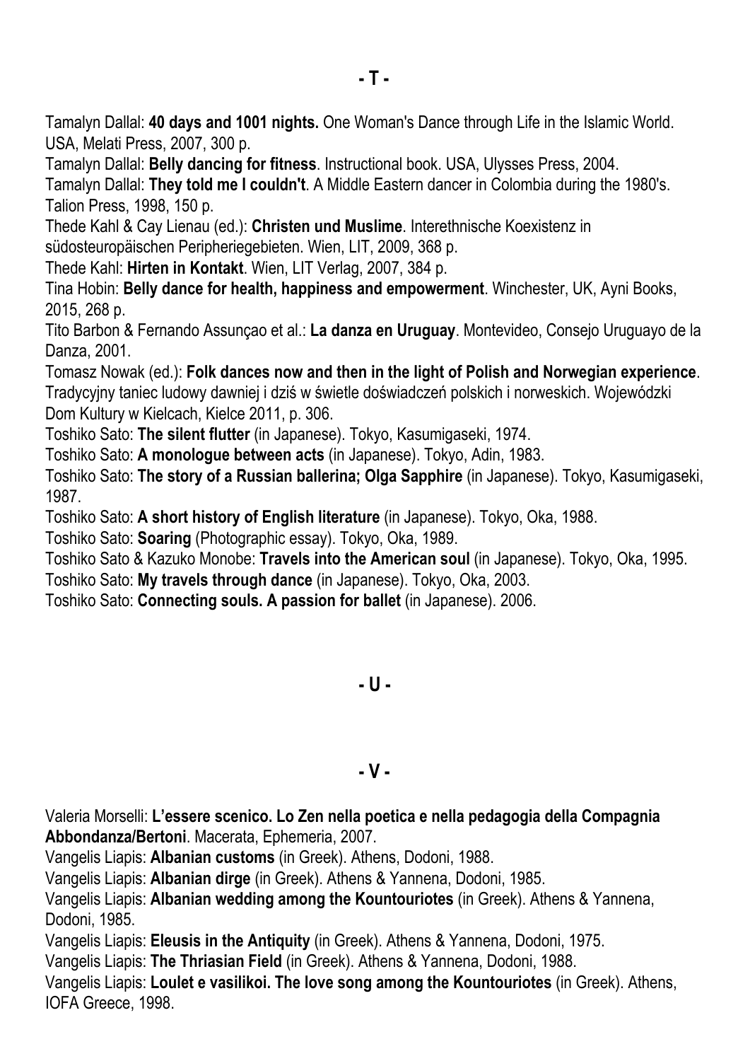## - T -

Tamalyn Dallal: **40 days and 1001 nights.** One Woman's Dance through Life in the Islamic World. USA, Melati Press, 2007, 300 p.

Tamalyn Dallal: **Belly dancing for fitness**. Instructional book. USA, Ulysses Press, 2004.

Tamalyn Dallal: **They told me I couldn't**. A Middle Eastern dancer in Colombia during the 1980's. Talion Press, 1998, 150 p.

Thede Kahl & Cay Lienau (ed.): **Christen und Muslime**. Interethnische Koexistenz in südosteuropäischen Peripheriegebieten. Wien, LIT, 2009, 368 p.

Thede Kahl: **Hirten in Kontakt**. Wien, LIT Verlag, 2007, 384 p.

Tina Hobin: **Belly dance for health, happiness and empowerment**. Winchester, UK, Ayni Books, 2015, 268 p.

Tito Barbon & Fernando Assunçao et al.: **La danza en Uruguay**. Montevideo, Consejo Uruguayo de la Danza, 2001.

Tomasz Nowak (ed.): **Folk dances now and then in the light of Polish and Norwegian experience**. Tradycyjny taniec ludowy dawniej i dziś w świetle doświadczeń polskich i norweskich. Wojewódzki Dom Kultury w Kielcach, Kielce 2011, p. 306.

Toshiko Sato: **The silent flutter** (in Japanese). Tokyo, Kasumigaseki, 1974.

Toshiko Sato: **A monologue between acts** (in Japanese). Tokyo, Adin, 1983.

Toshiko Sato: **The story of a Russian ballerina; Olga Sapphire** (in Japanese). Tokyo, Kasumigaseki, 1987.

Toshiko Sato: **A short history of English literature** (in Japanese). Tokyo, Oka, 1988.

Toshiko Sato: **Soaring** (Photographic essay). Tokyo, Oka, 1989.

Toshiko Sato & Kazuko Monobe: **Travels into the American soul** (in Japanese). Tokyo, Oka, 1995.

Toshiko Sato: **My travels through dance** (in Japanese). Tokyo, Oka, 2003.

Toshiko Sato: **Connecting souls. A passion for ballet** (in Japanese). 2006.

## - U -

## - V -

Valeria Morselli: **L'essere scenico. Lo Zen nella poetica e nella pedagogia della Compagnia Abbondanza/Bertoni**. Macerata, Ephemeria, 2007.

Vangelis Liapis: **Albanian customs** (in Greek). Athens, Dodoni, 1988.

Vangelis Liapis: **Albanian dirge** (in Greek). Athens & Yannena, Dodoni, 1985.

Vangelis Liapis: **Albanian wedding among the Kountouriotes** (in Greek). Athens & Yannena, Dodoni, 1985.

Vangelis Liapis: **Eleusis in the Antiquity** (in Greek). Athens & Yannena, Dodoni, 1975.

Vangelis Liapis: **The Thriasian Field** (in Greek). Athens & Yannena, Dodoni, 1988.

Vangelis Liapis: **Loulet e vasilikoi. The love song among the Kountouriotes** (in Greek). Athens, IOFA Greece, 1998.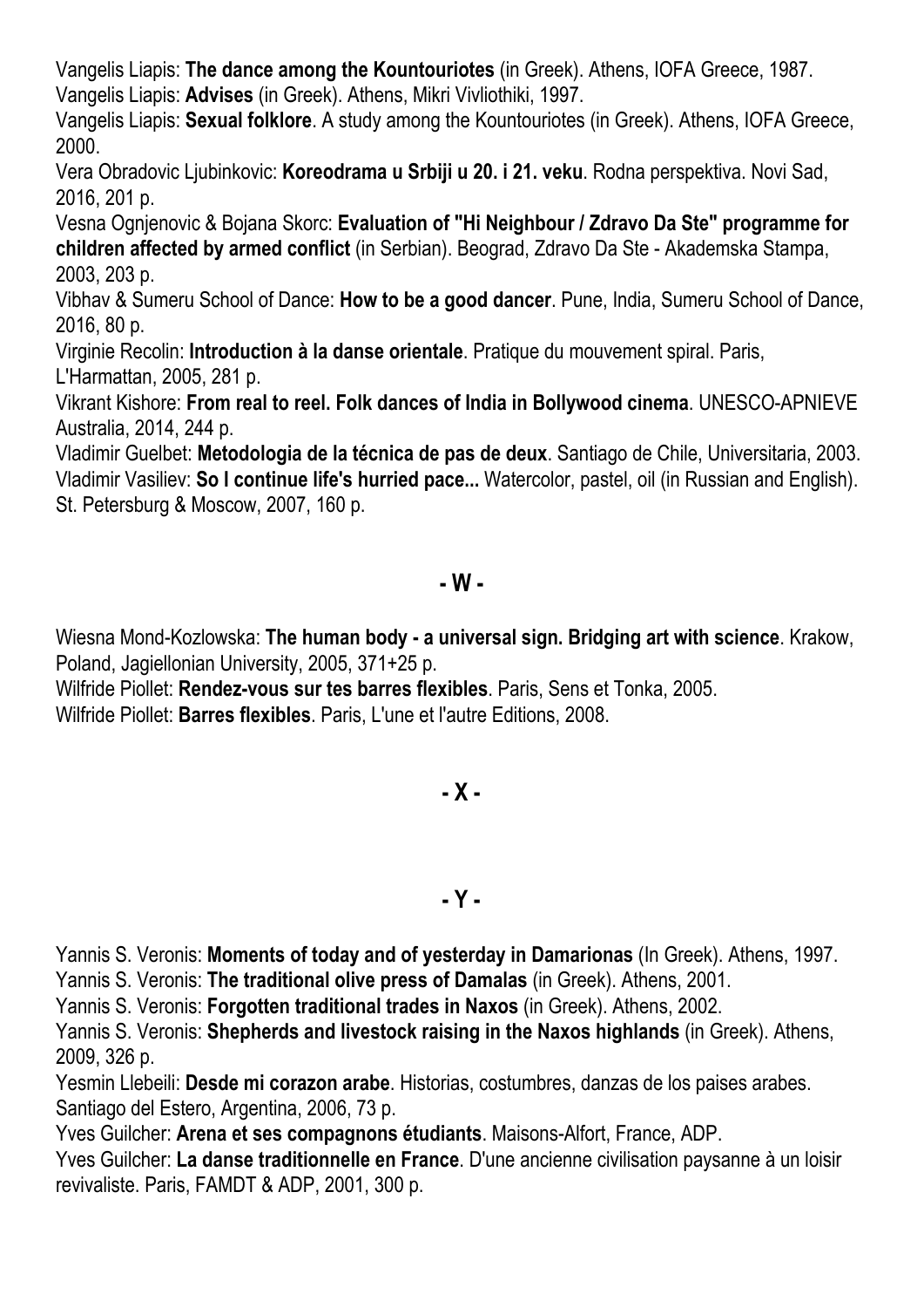Vangelis Liapis: **The dance among the Kountouriotes** (in Greek). Athens, IOFA Greece, 1987.
Vangelis Liapis: **Advises** (in Greek). Athens, Mikri Vivliothiki, 1997.
Vangelis Liapis: **Sexual folklore**. A study among the Kountouriotes (in Greek). Athens, IOFA Greece, 2000.
Vera Obradovic Ljubinkovic: **Koreodrama u Srbiji u 20. i 21. veku**. Rodna perspektiva. Novi Sad, 2016, 201 p.
Vesna Ognjenovic & Bojana Skorc: **Evaluation of "Hi Neighbour / Zdravo Da Ste" programme for children affected by armed conflict** (in Serbian). Beograd, Zdravo Da Ste - Akademska Stampa, 2003, 203 p.
Vibhav & Sumeru School of Dance: **How to be a good dancer**. Pune, India, Sumeru School of Dance, 2016, 80 p.
Virginie Recolin: **Introduction à la danse orientale**. Pratique du mouvement spiral. Paris, L'Harmattan, 2005, 281 p.
Vikrant Kishore: **From real to reel. Folk dances of India in Bollywood cinema**. UNESCO-APNIEVE Australia, 2014, 244 p.
Vladimir Guelbet: **Metodologia de la técnica de pas de deux**. Santiago de Chile, Universitaria, 2003.
Vladimir Vasiliev: **So I continue life's hurried pace...** Watercolor, pastel, oil (in Russian and English). St. Petersburg & Moscow, 2007, 160 p.

## - W -

Wiesna Mond-Kozlowska: **The human body - a universal sign. Bridging art with science**. Krakow, Poland, Jagiellonian University, 2005, 371+25 p.
Wilfride Piollet: **Rendez-vous sur tes barres flexibles**. Paris, Sens et Tonka, 2005.
Wilfride Piollet: **Barres flexibles**. Paris, L'une et l'autre Editions, 2008.

## - X -

## - Y -

Yannis S. Veronis: **Moments of today and of yesterday in Damarionas** (In Greek). Athens, 1997.
Yannis S. Veronis: **The traditional olive press of Damalas** (in Greek). Athens, 2001.
Yannis S. Veronis: **Forgotten traditional trades in Naxos** (in Greek). Athens, 2002.
Yannis S. Veronis: **Shepherds and livestock raising in the Naxos highlands** (in Greek). Athens, 2009, 326 p.
Yesmin Llebeili: **Desde mi corazon arabe**. Historias, costumbres, danzas de los paises arabes. Santiago del Estero, Argentina, 2006, 73 p.
Yves Guilcher: **Arena et ses compagnons étudiants**. Maisons-Alfort, France, ADP.
Yves Guilcher: **La danse traditionnelle en France**. D'une ancienne civilisation paysanne à un loisir revivaliste. Paris, FAMDT & ADP, 2001, 300 p.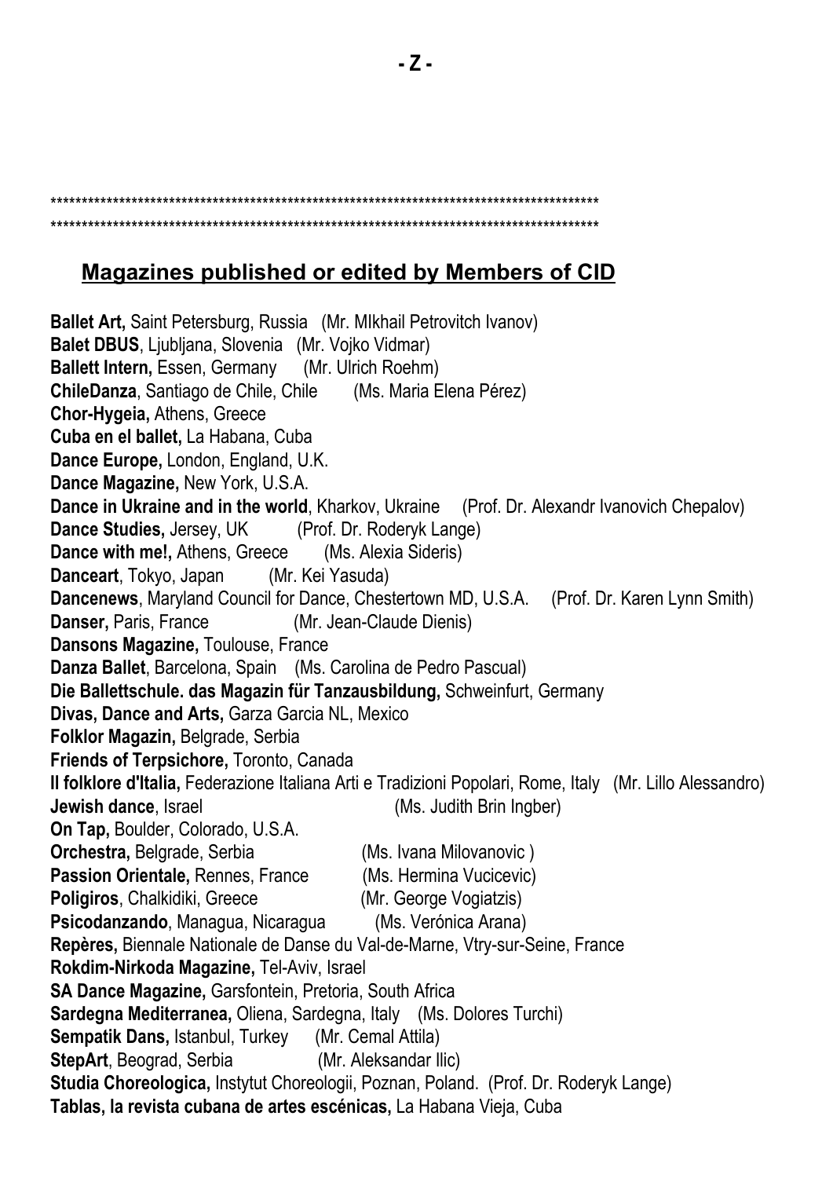- Z -

*******************************************************************************************
*******************************************************************************************

## Magazines published or edited by Members of CID

**Ballet Art,** Saint Petersburg, Russia (Mr. MIkhail Petrovitch Ivanov)
**Balet DBUS**, Ljubljana, Slovenia (Mr. Vojko Vidmar)
**Ballett Intern,** Essen, Germany (Mr. Ulrich Roehm)
**ChileDanza**, Santiago de Chile, Chile (Ms. Maria Elena Pérez)
**Chor-Hygeia,** Athens, Greece
**Cuba en el ballet,** La Habana, Cuba
**Dance Europe,** London, England, U.K.
**Dance Magazine,** New York, U.S.A.
**Dance in Ukraine and in the world**, Kharkov, Ukraine (Prof. Dr. Alexandr Ivanovich Chepalov)
**Dance Studies,** Jersey, UK (Prof. Dr. Roderyk Lange)
**Dance with me!,** Athens, Greece (Ms. Alexia Sideris)
**Danceart**, Tokyo, Japan (Mr. Kei Yasuda)
**Dancenews**, Maryland Council for Dance, Chestertown MD, U.S.A. (Prof. Dr. Karen Lynn Smith)
**Danser,** Paris, France (Mr. Jean-Claude Dienis)
**Dansons Magazine,** Toulouse, France
**Danza Ballet**, Barcelona, Spain (Ms. Carolina de Pedro Pascual)
**Die Ballettschule. das Magazin für Tanzausbildung,** Schweinfurt, Germany
**Divas, Dance and Arts,** Garza Garcia NL, Mexico
**Folklor Magazin,** Belgrade, Serbia
**Friends of Terpsichore,** Toronto, Canada
**Il folklore d'Italia,** Federazione Italiana Arti e Tradizioni Popolari, Rome, Italy (Mr. Lillo Alessandro)
**Jewish dance**, Israel (Ms. Judith Brin Ingber)
**On Tap,** Boulder, Colorado, U.S.A.
**Orchestra,** Belgrade, Serbia (Ms. Ivana Milovanovic )
**Passion Orientale,** Rennes, France (Ms. Hermina Vucicevic)
**Poligiros**, Chalkidiki, Greece (Mr. George Vogiatzis)
**Psicodanzando**, Managua, Nicaragua (Ms. Verónica Arana)
**Repères,** Biennale Nationale de Danse du Val-de-Marne, Vtry-sur-Seine, France
**Rokdim-Nirkoda Magazine,** Tel-Aviv, Israel
**SA Dance Magazine,** Garsfontein, Pretoria, South Africa
**Sardegna Mediterranea,** Oliena, Sardegna, Italy (Ms. Dolores Turchi)
**Sempatik Dans,** Istanbul, Turkey (Mr. Cemal Attila)
**StepArt**, Beograd, Serbia (Mr. Aleksandar Ilic)
**Studia Choreologica,** Instytut Choreologii, Poznan, Poland. (Prof. Dr. Roderyk Lange)
**Tablas, la revista cubana de artes escénicas,** La Habana Vieja, Cuba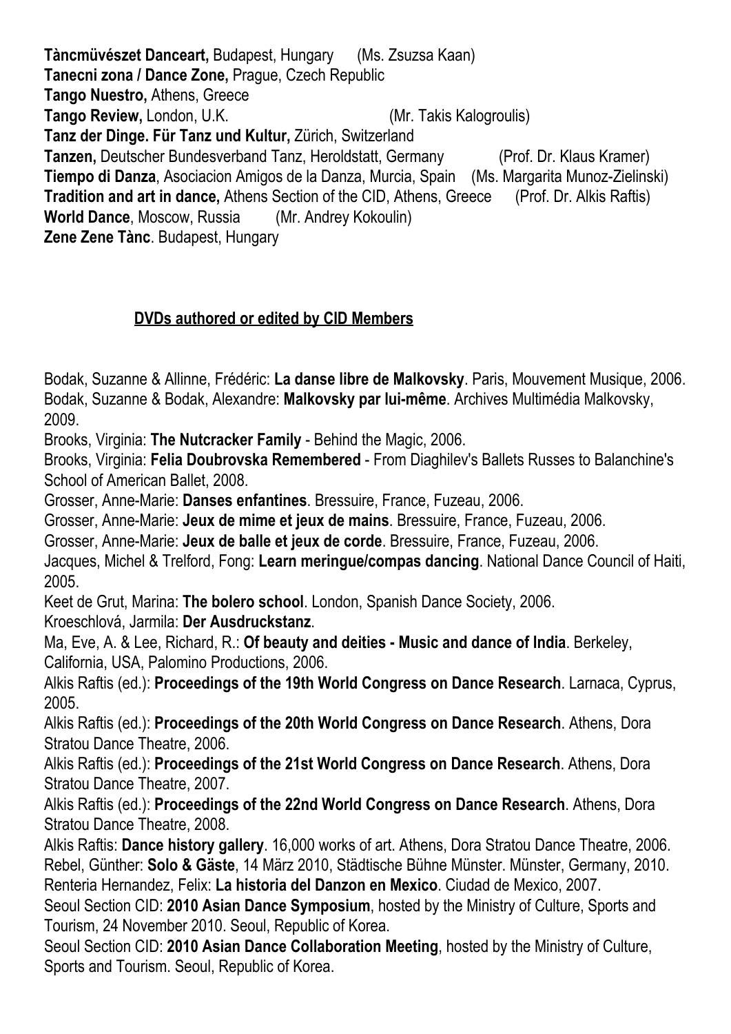**Tàncmüvészet Danceart,** Budapest, Hungary (Ms. Zsuzsa Kaan)
**Tanecni zona / Dance Zone,** Prague, Czech Republic
**Tango Nuestro,** Athens, Greece
**Tango Review,** London, U.K. (Mr. Takis Kalogroulis)
**Tanz der Dinge. Für Tanz und Kultur,** Zürich, Switzerland
**Tanzen,** Deutscher Bundesverband Tanz, Heroldstatt, Germany (Prof. Dr. Klaus Kramer)
**Tiempo di Danza**, Asociacion Amigos de la Danza, Murcia, Spain (Ms. Margarita Munoz-Zielinski)
**Tradition and art in dance,** Athens Section of the CID, Athens, Greece (Prof. Dr. Alkis Raftis)
**World Dance**, Moscow, Russia (Mr. Andrey Kokoulin)
**Zene Zene Tànc**. Budapest, Hungary

## DVDs authored or edited by CID Members

Bodak, Suzanne & Allinne, Frédéric: **La danse libre de Malkovsky**. Paris, Mouvement Musique, 2006.
Bodak, Suzanne & Bodak, Alexandre: **Malkovsky par lui-même**. Archives Multimédia Malkovsky, 2009.
Brooks, Virginia: **The Nutcracker Family** - Behind the Magic, 2006.
Brooks, Virginia: **Felia Doubrovska Remembered** - From Diaghilev's Ballets Russes to Balanchine's School of American Ballet, 2008.
Grosser, Anne-Marie: **Danses enfantines**. Bressuire, France, Fuzeau, 2006.
Grosser, Anne-Marie: **Jeux de mime et jeux de mains**. Bressuire, France, Fuzeau, 2006.
Grosser, Anne-Marie: **Jeux de balle et jeux de corde**. Bressuire, France, Fuzeau, 2006.
Jacques, Michel & Trelford, Fong: **Learn meringue/compas dancing**. National Dance Council of Haiti, 2005.
Keet de Grut, Marina: **The bolero school**. London, Spanish Dance Society, 2006.
Kroeschlová, Jarmila: **Der Ausdruckstanz**.
Ma, Eve, A. & Lee, Richard, R.: **Of beauty and deities - Music and dance of India**. Berkeley, California, USA, Palomino Productions, 2006.
Alkis Raftis (ed.): **Proceedings of the 19th World Congress on Dance Research**. Larnaca, Cyprus, 2005.
Alkis Raftis (ed.): **Proceedings of the 20th World Congress on Dance Research**. Athens, Dora Stratou Dance Theatre, 2006.
Alkis Raftis (ed.): **Proceedings of the 21st World Congress on Dance Research**. Athens, Dora Stratou Dance Theatre, 2007.
Alkis Raftis (ed.): **Proceedings of the 22nd World Congress on Dance Research**. Athens, Dora Stratou Dance Theatre, 2008.
Alkis Raftis: **Dance history gallery**. 16,000 works of art. Athens, Dora Stratou Dance Theatre, 2006.
Rebel, Günther: **Solo & Gäste**, 14 März 2010, Städtische Bühne Münster. Münster, Germany, 2010.
Renteria Hernandez, Felix: **La historia del Danzon en Mexico**. Ciudad de Mexico, 2007.
Seoul Section CID: **2010 Asian Dance Symposium**, hosted by the Ministry of Culture, Sports and Tourism, 24 November 2010. Seoul, Republic of Korea.
Seoul Section CID: **2010 Asian Dance Collaboration Meeting**, hosted by the Ministry of Culture, Sports and Tourism. Seoul, Republic of Korea.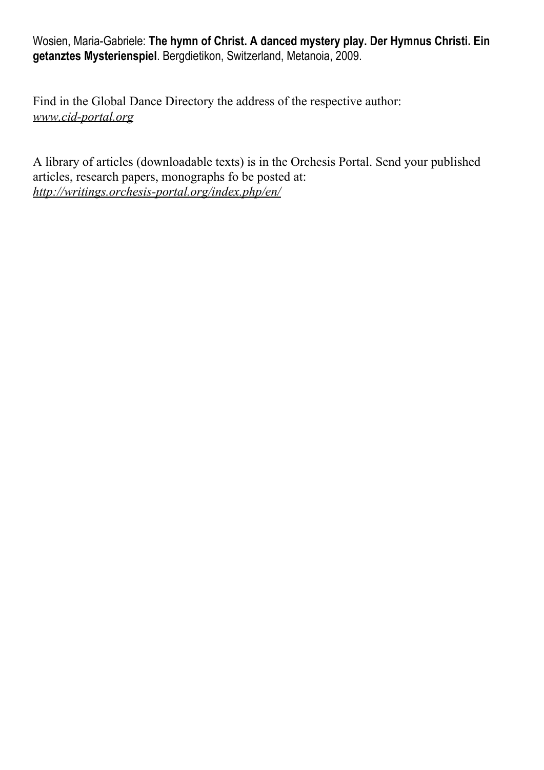Wosien, Maria-Gabriele: **The hymn of Christ. A danced mystery play. Der Hymnus Christi. Ein getanztes Mysterienspiel**. Bergdietikon, Switzerland, Metanoia, 2009.

Find in the Global Dance Directory the address of the respective author:
*www.cid-portal.org*

A library of articles (downloadable texts) is in the Orchesis Portal. Send your published articles, research papers, monographs fo be posted at:
*http://writings.orchesis-portal.org/index.php/en/*